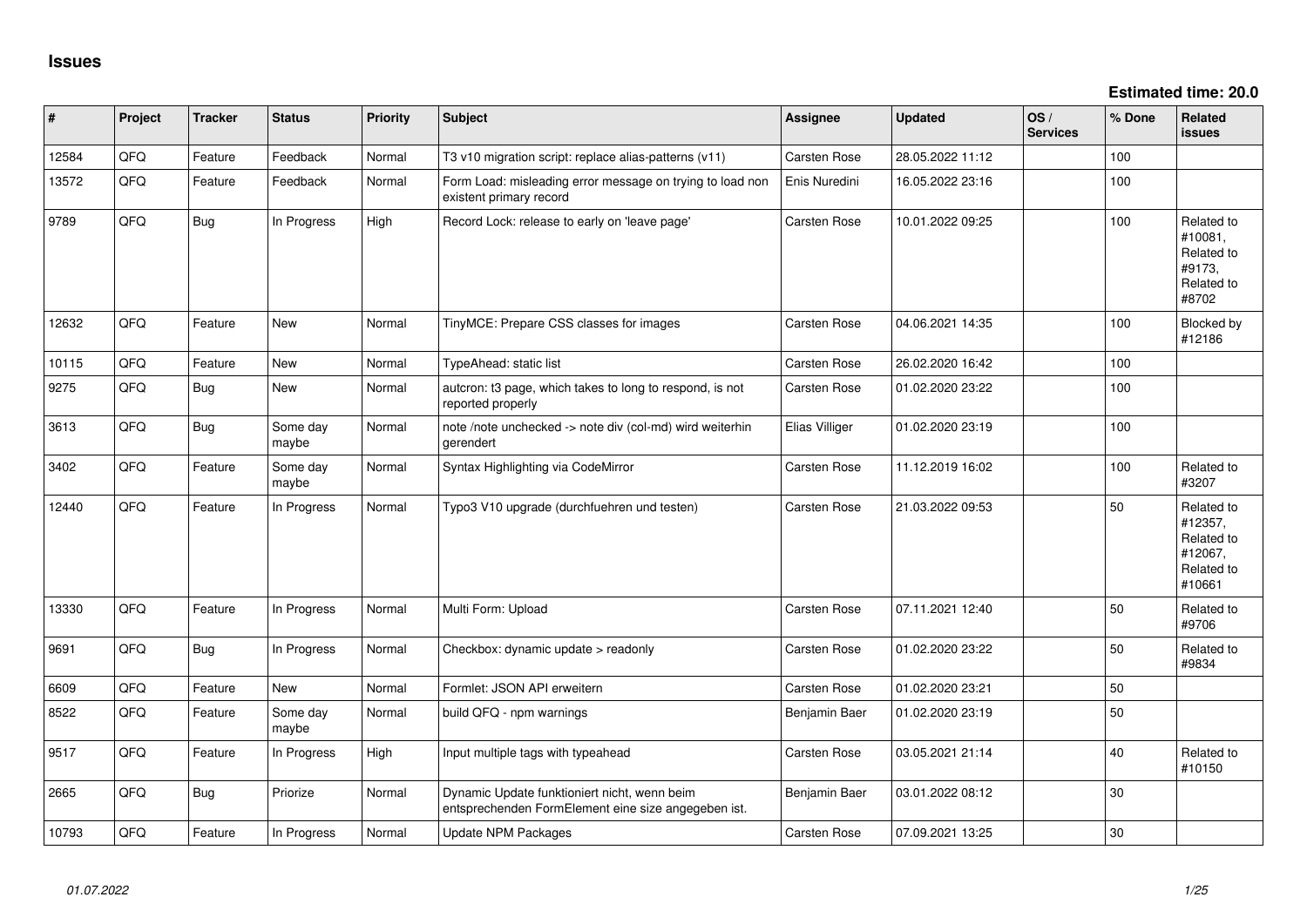# Issues

**Estimated time: 20.0**

| # | Project | Tracker | Status | Priority | Subject | Assignee | Updated | OS / Services | % Done | Related issues |
|---|---|---|---|---|---|---|---|---|---|---|
| 12584 | QFQ | Feature | Feedback | Normal | T3 v10 migration script: replace alias-patterns (v11) | Carsten Rose | 28.05.2022 11:12 | | 100 | |
| 13572 | QFQ | Feature | Feedback | Normal | Form Load: misleading error message on trying to load non existent primary record | Enis Nuredini | 16.05.2022 23:16 | | 100 | |
| 9789 | QFQ | Bug | In Progress | High | Record Lock: release to early on 'leave page' | Carsten Rose | 10.01.2022 09:25 | | 100 | Related to #10081, Related to #9173, Related to #8702 |
| 12632 | QFQ | Feature | New | Normal | TinyMCE: Prepare CSS classes for images | Carsten Rose | 04.06.2021 14:35 | | 100 | Blocked by #12186 |
| 10115 | QFQ | Feature | New | Normal | TypeAhead: static list | Carsten Rose | 26.02.2020 16:42 | | 100 | |
| 9275 | QFQ | Bug | New | Normal | autcron: t3 page, which takes to long to respond, is not reported properly | Carsten Rose | 01.02.2020 23:22 | | 100 | |
| 3613 | QFQ | Bug | Some day maybe | Normal | note /note unchecked -> note div (col-md) wird weiterhin gerendert | Elias Villiger | 01.02.2020 23:19 | | 100 | |
| 3402 | QFQ | Feature | Some day maybe | Normal | Syntax Highlighting via CodeMirror | Carsten Rose | 11.12.2019 16:02 | | 100 | Related to #3207 |
| 12440 | QFQ | Feature | In Progress | Normal | Typo3 V10 upgrade (durchfuehren und testen) | Carsten Rose | 21.03.2022 09:53 | | 50 | Related to #12357, Related to #12067, Related to #10661 |
| 13330 | QFQ | Feature | In Progress | Normal | Multi Form: Upload | Carsten Rose | 07.11.2021 12:40 | | 50 | Related to #9706 |
| 9691 | QFQ | Bug | In Progress | Normal | Checkbox: dynamic update > readonly | Carsten Rose | 01.02.2020 23:22 | | 50 | Related to #9834 |
| 6609 | QFQ | Feature | New | Normal | Formlet: JSON API erweitern | Carsten Rose | 01.02.2020 23:21 | | 50 | |
| 8522 | QFQ | Feature | Some day maybe | Normal | build QFQ - npm warnings | Benjamin Baer | 01.02.2020 23:19 | | 50 | |
| 9517 | QFQ | Feature | In Progress | High | Input multiple tags with typeahead | Carsten Rose | 03.05.2021 21:14 | | 40 | Related to #10150 |
| 2665 | QFQ | Bug | Priorize | Normal | Dynamic Update funktioniert nicht, wenn beim entsprechenden FormElement eine size angegeben ist. | Benjamin Baer | 03.01.2022 08:12 | | 30 | |
| 10793 | QFQ | Feature | In Progress | Normal | Update NPM Packages | Carsten Rose | 07.09.2021 13:25 | | 30 | |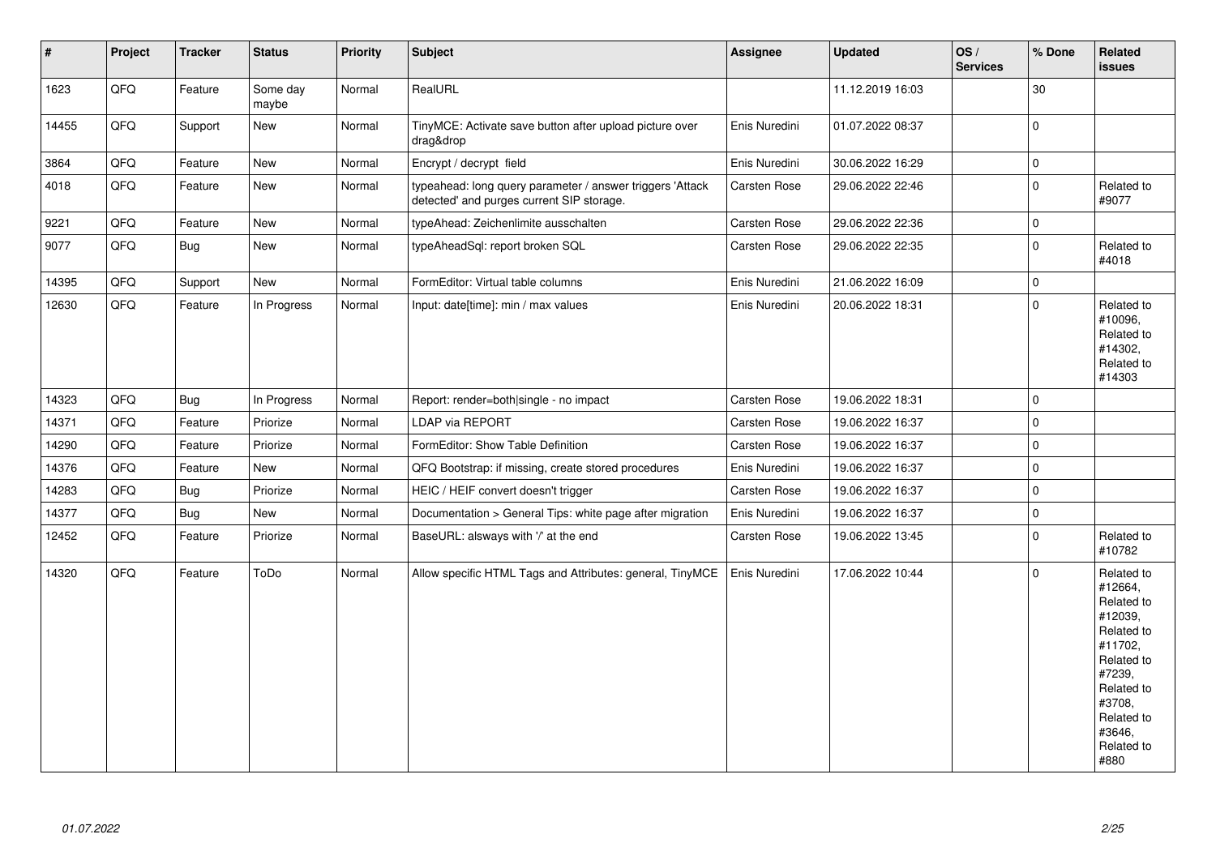| # | Project | Tracker | Status | Priority | Subject | Assignee | Updated | OS / Services | % Done | Related issues |
|---|---|---|---|---|---|---|---|---|---|---|
| 1623 | QFQ | Feature | Some day maybe | Normal | RealURL | | 11.12.2019 16:03 | | 30 | |
| 14455 | QFQ | Support | New | Normal | TinyMCE: Activate save button after upload picture over drag&drop | Enis Nuredini | 01.07.2022 08:37 | | 0 | |
| 3864 | QFQ | Feature | New | Normal | Encrypt / decrypt field | Enis Nuredini | 30.06.2022 16:29 | | 0 | |
| 4018 | QFQ | Feature | New | Normal | typeahead: long query parameter / answer triggers 'Attack detected' and purges current SIP storage. | Carsten Rose | 29.06.2022 22:46 | | 0 | Related to #9077 |
| 9221 | QFQ | Feature | New | Normal | typeAhead: Zeichenlimite ausschalten | Carsten Rose | 29.06.2022 22:36 | | 0 | |
| 9077 | QFQ | Bug | New | Normal | typeAheadSql: report broken SQL | Carsten Rose | 29.06.2022 22:35 | | 0 | Related to #4018 |
| 14395 | QFQ | Support | New | Normal | FormEditor: Virtual table columns | Enis Nuredini | 21.06.2022 16:09 | | 0 | |
| 12630 | QFQ | Feature | In Progress | Normal | Input: date[time]: min / max values | Enis Nuredini | 20.06.2022 18:31 | | 0 | Related to #10096, Related to #14302, Related to #14303 |
| 14323 | QFQ | Bug | In Progress | Normal | Report: render=both\|single - no impact | Carsten Rose | 19.06.2022 18:31 | | 0 | |
| 14371 | QFQ | Feature | Priorize | Normal | LDAP via REPORT | Carsten Rose | 19.06.2022 16:37 | | 0 | |
| 14290 | QFQ | Feature | Priorize | Normal | FormEditor: Show Table Definition | Carsten Rose | 19.06.2022 16:37 | | 0 | |
| 14376 | QFQ | Feature | New | Normal | QFQ Bootstrap: if missing, create stored procedures | Enis Nuredini | 19.06.2022 16:37 | | 0 | |
| 14283 | QFQ | Bug | Priorize | Normal | HEIC / HEIF convert doesn't trigger | Carsten Rose | 19.06.2022 16:37 | | 0 | |
| 14377 | QFQ | Bug | New | Normal | Documentation > General Tips: white page after migration | Enis Nuredini | 19.06.2022 16:37 | | 0 | |
| 12452 | QFQ | Feature | Priorize | Normal | BaseURL: alsways with '/' at the end | Carsten Rose | 19.06.2022 13:45 | | 0 | Related to #10782 |
| 14320 | QFQ | Feature | ToDo | Normal | Allow specific HTML Tags and Attributes: general, TinyMCE | Enis Nuredini | 17.06.2022 10:44 | | 0 | Related to #12664, Related to #12039, Related to #11702, Related to #7239, Related to #3708, Related to #3646, Related to #880 |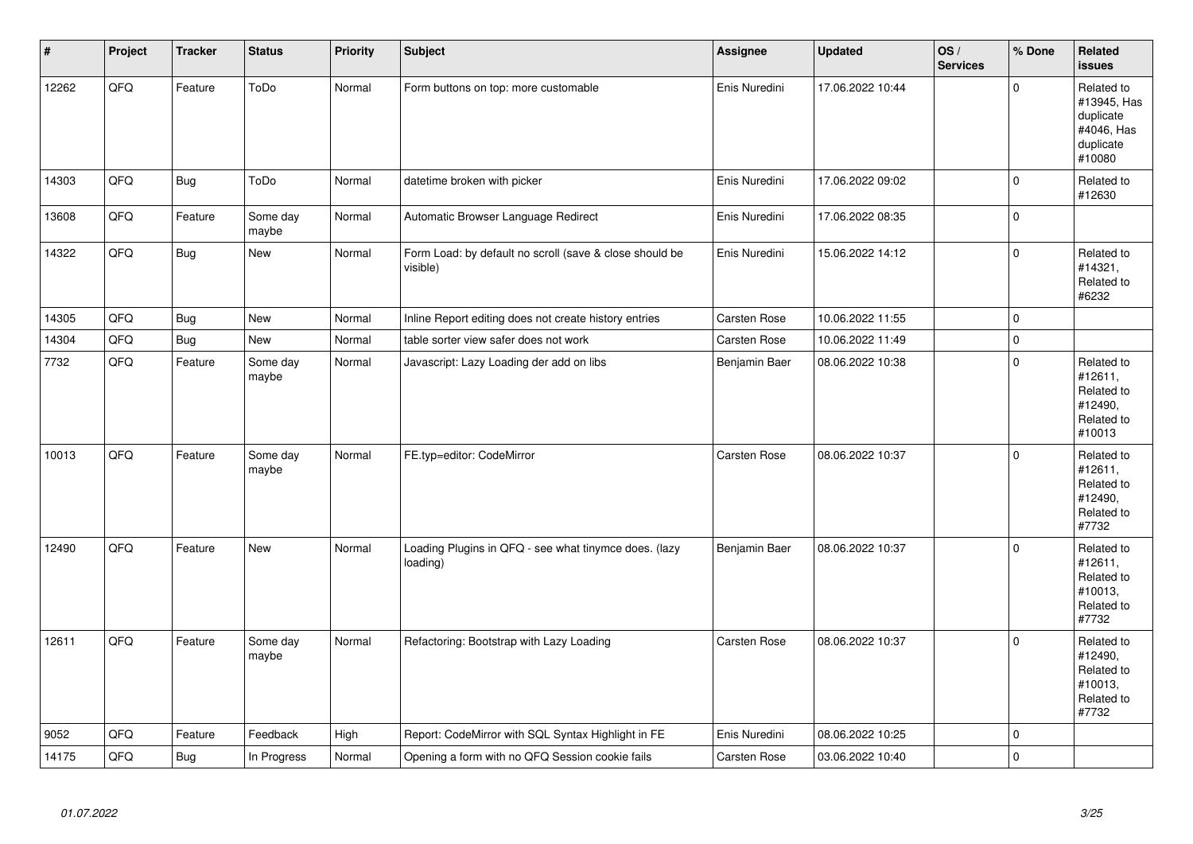| # | Project | Tracker | Status | Priority | Subject | Assignee | Updated | OS / Services | % Done | Related issues |
|---|---|---|---|---|---|---|---|---|---|---|
| 12262 | QFQ | Feature | ToDo | Normal | Form buttons on top: more customable | Enis Nuredini | 17.06.2022 10:44 | | 0 | Related to #13945, Has duplicate #4046, Has duplicate #10080 |
| 14303 | QFQ | Bug | ToDo | Normal | datetime broken with picker | Enis Nuredini | 17.06.2022 09:02 | | 0 | Related to #12630 |
| 13608 | QFQ | Feature | Some day maybe | Normal | Automatic Browser Language Redirect | Enis Nuredini | 17.06.2022 08:35 | | 0 | |
| 14322 | QFQ | Bug | New | Normal | Form Load: by default no scroll (save & close should be visible) | Enis Nuredini | 15.06.2022 14:12 | | 0 | Related to #14321, Related to #6232 |
| 14305 | QFQ | Bug | New | Normal | Inline Report editing does not create history entries | Carsten Rose | 10.06.2022 11:55 | | 0 | |
| 14304 | QFQ | Bug | New | Normal | table sorter view safer does not work | Carsten Rose | 10.06.2022 11:49 | | 0 | |
| 7732 | QFQ | Feature | Some day maybe | Normal | Javascript: Lazy Loading der add on libs | Benjamin Baer | 08.06.2022 10:38 | | 0 | Related to #12611, Related to #12490, Related to #10013 |
| 10013 | QFQ | Feature | Some day maybe | Normal | FE.typ=editor: CodeMirror | Carsten Rose | 08.06.2022 10:37 | | 0 | Related to #12611, Related to #12490, Related to #7732 |
| 12490 | QFQ | Feature | New | Normal | Loading Plugins in QFQ - see what tinymce does. (lazy loading) | Benjamin Baer | 08.06.2022 10:37 | | 0 | Related to #12611, Related to #10013, Related to #7732 |
| 12611 | QFQ | Feature | Some day maybe | Normal | Refactoring: Bootstrap with Lazy Loading | Carsten Rose | 08.06.2022 10:37 | | 0 | Related to #12490, Related to #10013, Related to #7732 |
| 9052 | QFQ | Feature | Feedback | High | Report: CodeMirror with SQL Syntax Highlight in FE | Enis Nuredini | 08.06.2022 10:25 | | 0 | |
| 14175 | QFQ | Bug | In Progress | Normal | Opening a form with no QFQ Session cookie fails | Carsten Rose | 03.06.2022 10:40 | | 0 | |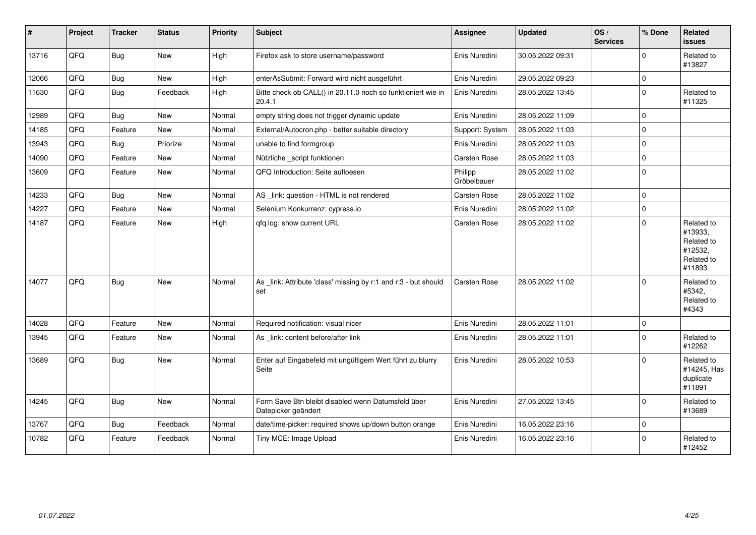| # | Project | Tracker | Status | Priority | Subject | Assignee | Updated | OS / Services | % Done | Related issues |
|---|---|---|---|---|---|---|---|---|---|---|
| 13716 | QFQ | Bug | New | High | Firefox ask to store username/password | Enis Nuredini | 30.05.2022 09:31 | | 0 | Related to #13827 |
| 12066 | QFQ | Bug | New | High | enterAsSubmit: Forward wird nicht ausgeführt | Enis Nuredini | 29.05.2022 09:23 | | 0 | |
| 11630 | QFQ | Bug | Feedback | High | Bitte check ob CALL() in 20.11.0 noch so funktioniert wie in 20.4.1 | Enis Nuredini | 28.05.2022 13:45 | | 0 | Related to #11325 |
| 12989 | QFQ | Bug | New | Normal | empty string does not trigger dynamic update | Enis Nuredini | 28.05.2022 11:09 | | 0 | |
| 14185 | QFQ | Feature | New | Normal | External/Autocron.php - better suitable directory | Support: System | 28.05.2022 11:03 | | 0 | |
| 13943 | QFQ | Bug | Priorize | Normal | unable to find formgroup | Enis Nuredini | 28.05.2022 11:03 | | 0 | |
| 14090 | QFQ | Feature | New | Normal | Nützliche _script funktionen | Carsten Rose | 28.05.2022 11:03 | | 0 | |
| 13609 | QFQ | Feature | New | Normal | QFQ Introduction: Seite aufloesen | Philipp Gröbelbauer | 28.05.2022 11:02 | | 0 | |
| 14233 | QFQ | Bug | New | Normal | AS _link: question - HTML is not rendered | Carsten Rose | 28.05.2022 11:02 | | 0 | |
| 14227 | QFQ | Feature | New | Normal | Selenium Konkurrenz: cypress.io | Enis Nuredini | 28.05.2022 11:02 | | 0 | |
| 14187 | QFQ | Feature | New | High | qfq.log: show current URL | Carsten Rose | 28.05.2022 11:02 | | 0 | Related to #13933, Related to #12532, Related to #11893 |
| 14077 | QFQ | Bug | New | Normal | As _link: Attribute 'class' missing by r:1 and r:3 - but should set | Carsten Rose | 28.05.2022 11:02 | | 0 | Related to #5342, Related to #4343 |
| 14028 | QFQ | Feature | New | Normal | Required notification: visual nicer | Enis Nuredini | 28.05.2022 11:01 | | 0 | |
| 13945 | QFQ | Feature | New | Normal | As _link: content before/after link | Enis Nuredini | 28.05.2022 11:01 | | 0 | Related to #12262 |
| 13689 | QFQ | Bug | New | Normal | Enter auf Eingabefeld mit ungültigem Wert führt zu blurry Seite | Enis Nuredini | 28.05.2022 10:53 | | 0 | Related to #14245, Has duplicate #11891 |
| 14245 | QFQ | Bug | New | Normal | Form Save Btn bleibt disabled wenn Datumsfeld über Datepicker geändert | Enis Nuredini | 27.05.2022 13:45 | | 0 | Related to #13689 |
| 13767 | QFQ | Bug | Feedback | Normal | date/time-picker: required shows up/down button orange | Enis Nuredini | 16.05.2022 23:16 | | 0 | |
| 10782 | QFQ | Feature | Feedback | Normal | Tiny MCE: Image Upload | Enis Nuredini | 16.05.2022 23:16 | | 0 | Related to #12452 |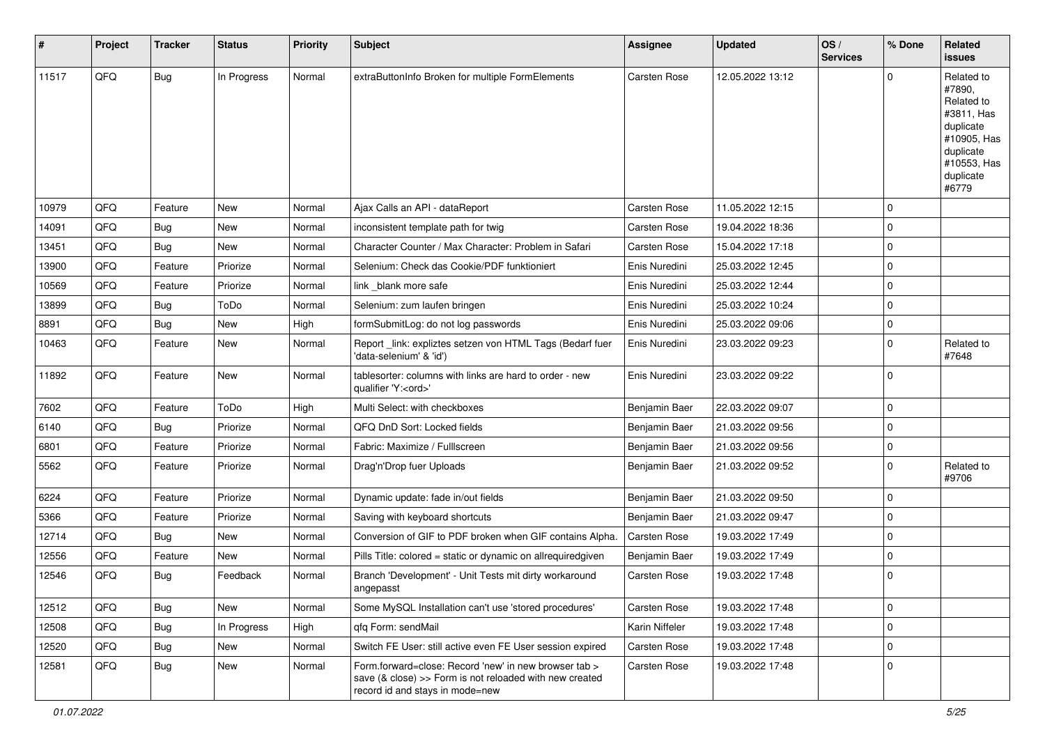| # | Project | Tracker | Status | Priority | Subject | Assignee | Updated | OS / Services | % Done | Related issues |
|---|---|---|---|---|---|---|---|---|---|---|
| 11517 | QFQ | Bug | In Progress | Normal | extraButtonInfo Broken for multiple FormElements | Carsten Rose | 12.05.2022 13:12 | | 0 | Related to #7890, Related to #3811, Has duplicate #10905, Has duplicate #10553, Has duplicate #6779 |
| 10979 | QFQ | Feature | New | Normal | Ajax Calls an API - dataReport | Carsten Rose | 11.05.2022 12:15 | | 0 | |
| 14091 | QFQ | Bug | New | Normal | inconsistent template path for twig | Carsten Rose | 19.04.2022 18:36 | | 0 | |
| 13451 | QFQ | Bug | New | Normal | Character Counter / Max Character: Problem in Safari | Carsten Rose | 15.04.2022 17:18 | | 0 | |
| 13900 | QFQ | Feature | Priorize | Normal | Selenium: Check das Cookie/PDF funktioniert | Enis Nuredini | 25.03.2022 12:45 | | 0 | |
| 10569 | QFQ | Feature | Priorize | Normal | link _blank more safe | Enis Nuredini | 25.03.2022 12:44 | | 0 | |
| 13899 | QFQ | Bug | ToDo | Normal | Selenium: zum laufen bringen | Enis Nuredini | 25.03.2022 10:24 | | 0 | |
| 8891 | QFQ | Bug | New | High | formSubmitLog: do not log passwords | Enis Nuredini | 25.03.2022 09:06 | | 0 | |
| 10463 | QFQ | Feature | New | Normal | Report _link: expliztes setzen von HTML Tags (Bedarf fuer 'data-selenium' & 'id') | Enis Nuredini | 23.03.2022 09:23 | | 0 | Related to #7648 |
| 11892 | QFQ | Feature | New | Normal | tablesorter: columns with links are hard to order - new qualifier 'Y:<ord>' | Enis Nuredini | 23.03.2022 09:22 | | 0 | |
| 7602 | QFQ | Feature | ToDo | High | Multi Select: with checkboxes | Benjamin Baer | 22.03.2022 09:07 | | 0 | |
| 6140 | QFQ | Bug | Priorize | Normal | QFQ DnD Sort: Locked fields | Benjamin Baer | 21.03.2022 09:56 | | 0 | |
| 6801 | QFQ | Feature | Priorize | Normal | Fabric: Maximize / FullIscreen | Benjamin Baer | 21.03.2022 09:56 | | 0 | |
| 5562 | QFQ | Feature | Priorize | Normal | Drag'n'Drop fuer Uploads | Benjamin Baer | 21.03.2022 09:52 | | 0 | Related to #9706 |
| 6224 | QFQ | Feature | Priorize | Normal | Dynamic update: fade in/out fields | Benjamin Baer | 21.03.2022 09:50 | | 0 | |
| 5366 | QFQ | Feature | Priorize | Normal | Saving with keyboard shortcuts | Benjamin Baer | 21.03.2022 09:47 | | 0 | |
| 12714 | QFQ | Bug | New | Normal | Conversion of GIF to PDF broken when GIF contains Alpha. | Carsten Rose | 19.03.2022 17:49 | | 0 | |
| 12556 | QFQ | Feature | New | Normal | Pills Title: colored = static or dynamic on allrequiredgiven | Benjamin Baer | 19.03.2022 17:49 | | 0 | |
| 12546 | QFQ | Bug | Feedback | Normal | Branch 'Development' - Unit Tests mit dirty workaround angepasst | Carsten Rose | 19.03.2022 17:48 | | 0 | |
| 12512 | QFQ | Bug | New | Normal | Some MySQL Installation can't use 'stored procedures' | Carsten Rose | 19.03.2022 17:48 | | 0 | |
| 12508 | QFQ | Bug | In Progress | High | qfq Form: sendMail | Karin Niffeler | 19.03.2022 17:48 | | 0 | |
| 12520 | QFQ | Bug | New | Normal | Switch FE User: still active even FE User session expired | Carsten Rose | 19.03.2022 17:48 | | 0 | |
| 12581 | QFQ | Bug | New | Normal | Form.forward=close: Record 'new' in new browser tab > save (& close) >> Form is not reloaded with new created record id and stays in mode=new | Carsten Rose | 19.03.2022 17:48 | | 0 | |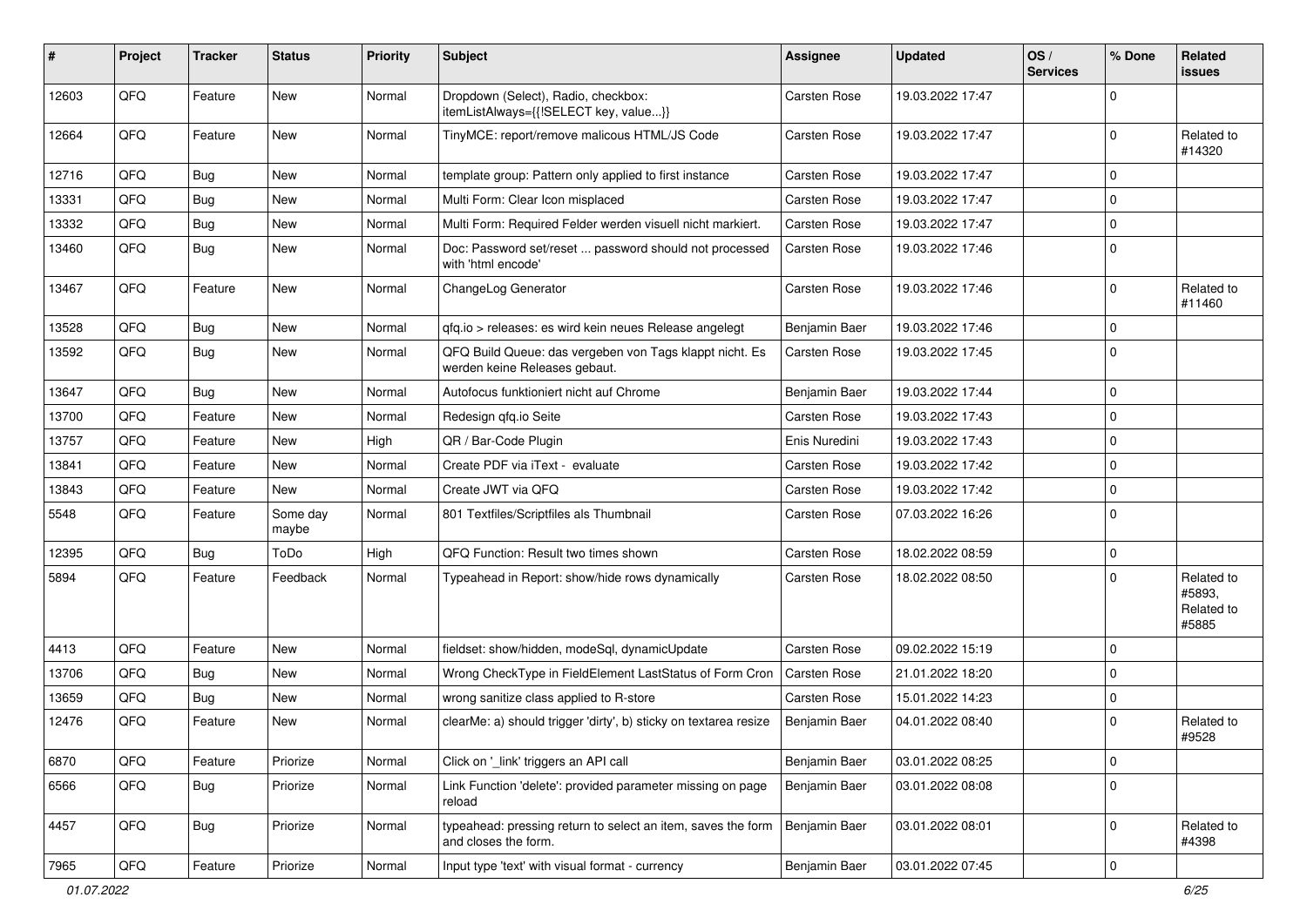| # | Project | Tracker | Status | Priority | Subject | Assignee | Updated | OS / Services | % Done | Related issues |
|---|---|---|---|---|---|---|---|---|---|---|
| 12603 | QFQ | Feature | New | Normal | Dropdown (Select), Radio, checkbox: itemListAlways={{!SELECT key, value...}} | Carsten Rose | 19.03.2022 17:47 | | 0 | |
| 12664 | QFQ | Feature | New | Normal | TinyMCE: report/remove malicous HTML/JS Code | Carsten Rose | 19.03.2022 17:47 | | 0 | Related to #14320 |
| 12716 | QFQ | Bug | New | Normal | template group: Pattern only applied to first instance | Carsten Rose | 19.03.2022 17:47 | | 0 | |
| 13331 | QFQ | Bug | New | Normal | Multi Form: Clear Icon misplaced | Carsten Rose | 19.03.2022 17:47 | | 0 | |
| 13332 | QFQ | Bug | New | Normal | Multi Form: Required Felder werden visuell nicht markiert. | Carsten Rose | 19.03.2022 17:47 | | 0 | |
| 13460 | QFQ | Bug | New | Normal | Doc: Password set/reset ... password should not processed with 'html encode' | Carsten Rose | 19.03.2022 17:46 | | 0 | |
| 13467 | QFQ | Feature | New | Normal | ChangeLog Generator | Carsten Rose | 19.03.2022 17:46 | | 0 | Related to #11460 |
| 13528 | QFQ | Bug | New | Normal | qfq.io > releases: es wird kein neues Release angelegt | Benjamin Baer | 19.03.2022 17:46 | | 0 | |
| 13592 | QFQ | Bug | New | Normal | QFQ Build Queue: das vergeben von Tags klappt nicht. Es werden keine Releases gebaut. | Carsten Rose | 19.03.2022 17:45 | | 0 | |
| 13647 | QFQ | Bug | New | Normal | Autofocus funktioniert nicht auf Chrome | Benjamin Baer | 19.03.2022 17:44 | | 0 | |
| 13700 | QFQ | Feature | New | Normal | Redesign qfq.io Seite | Carsten Rose | 19.03.2022 17:43 | | 0 | |
| 13757 | QFQ | Feature | New | High | QR / Bar-Code Plugin | Enis Nuredini | 19.03.2022 17:43 | | 0 | |
| 13841 | QFQ | Feature | New | Normal | Create PDF via iText - evaluate | Carsten Rose | 19.03.2022 17:42 | | 0 | |
| 13843 | QFQ | Feature | New | Normal | Create JWT via QFQ | Carsten Rose | 19.03.2022 17:42 | | 0 | |
| 5548 | QFQ | Feature | Some day maybe | Normal | 801 Textfiles/Scriptfiles als Thumbnail | Carsten Rose | 07.03.2022 16:26 | | 0 | |
| 12395 | QFQ | Bug | ToDo | High | QFQ Function: Result two times shown | Carsten Rose | 18.02.2022 08:59 | | 0 | |
| 5894 | QFQ | Feature | Feedback | Normal | Typeahead in Report: show/hide rows dynamically | Carsten Rose | 18.02.2022 08:50 | | 0 | Related to #5893, Related to #5885 |
| 4413 | QFQ | Feature | New | Normal | fieldset: show/hidden, modeSql, dynamicUpdate | Carsten Rose | 09.02.2022 15:19 | | 0 | |
| 13706 | QFQ | Bug | New | Normal | Wrong CheckType in FieldElement LastStatus of Form Cron | Carsten Rose | 21.01.2022 18:20 | | 0 | |
| 13659 | QFQ | Bug | New | Normal | wrong sanitize class applied to R-store | Carsten Rose | 15.01.2022 14:23 | | 0 | |
| 12476 | QFQ | Feature | New | Normal | clearMe: a) should trigger 'dirty', b) sticky on textarea resize | Benjamin Baer | 04.01.2022 08:40 | | 0 | Related to #9528 |
| 6870 | QFQ | Feature | Priorize | Normal | Click on '_link' triggers an API call | Benjamin Baer | 03.01.2022 08:25 | | 0 | |
| 6566 | QFQ | Bug | Priorize | Normal | Link Function 'delete': provided parameter missing on page reload | Benjamin Baer | 03.01.2022 08:08 | | 0 | |
| 4457 | QFQ | Bug | Priorize | Normal | typeahead: pressing return to select an item, saves the form and closes the form. | Benjamin Baer | 03.01.2022 08:01 | | 0 | Related to #4398 |
| 7965 | QFQ | Feature | Priorize | Normal | Input type 'text' with visual format - currency | Benjamin Baer | 03.01.2022 07:45 | | 0 | |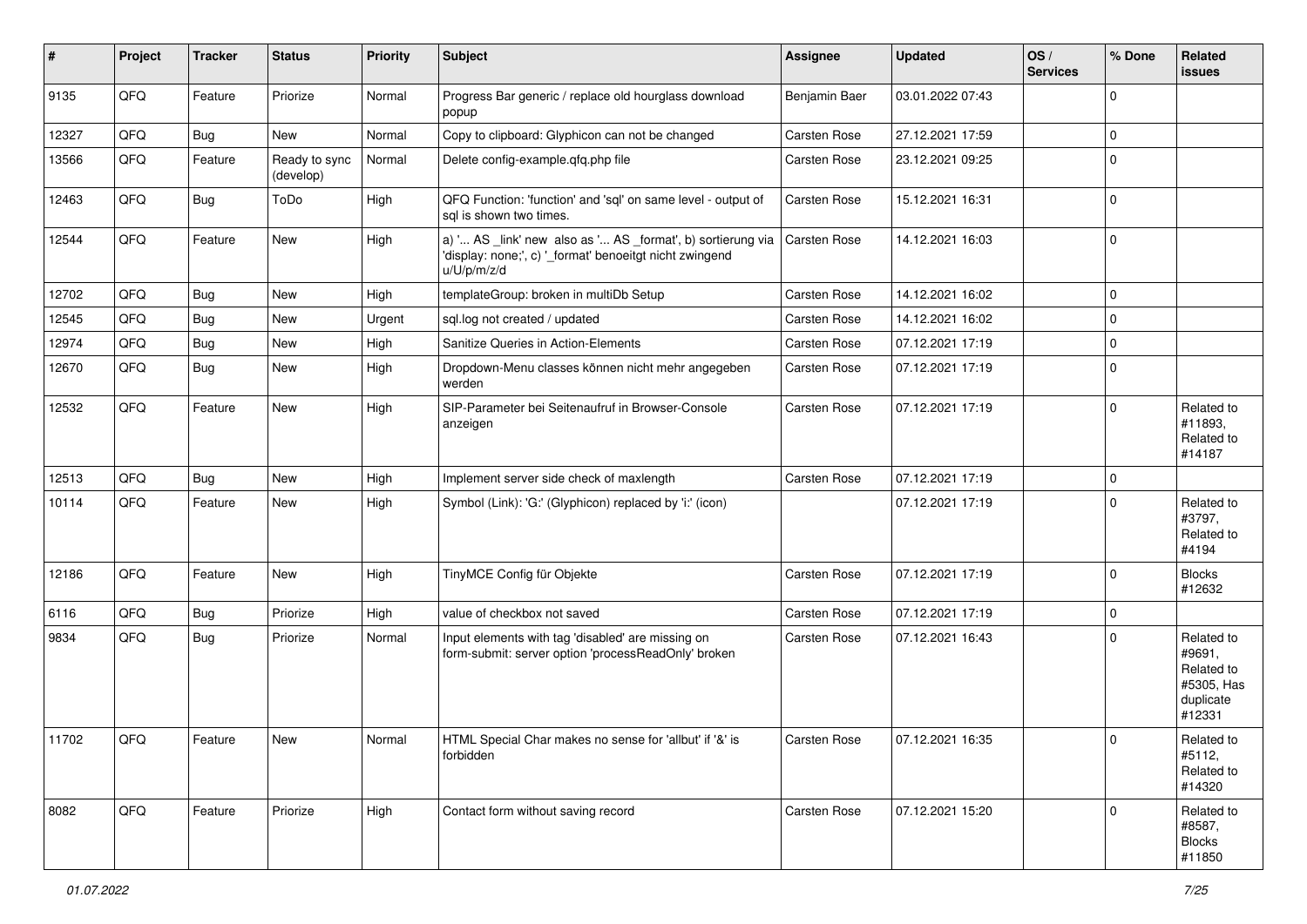| # | Project | Tracker | Status | Priority | Subject | Assignee | Updated | OS / Services | % Done | Related issues |
|---|---|---|---|---|---|---|---|---|---|---|
| 9135 | QFQ | Feature | Priorize | Normal | Progress Bar generic / replace old hourglass download popup | Benjamin Baer | 03.01.2022 07:43 | | 0 | |
| 12327 | QFQ | Bug | New | Normal | Copy to clipboard: Glyphicon can not be changed | Carsten Rose | 27.12.2021 17:59 | | 0 | |
| 13566 | QFQ | Feature | Ready to sync (develop) | Normal | Delete config-example.qfq.php file | Carsten Rose | 23.12.2021 09:25 | | 0 | |
| 12463 | QFQ | Bug | ToDo | High | QFQ Function: 'function' and 'sql' on same level - output of sql is shown two times. | Carsten Rose | 15.12.2021 16:31 | | 0 | |
| 12544 | QFQ | Feature | New | High | a) '... AS _link' new also as '... AS _format', b) sortierung via 'display: none;', c) '_format' benoeitgt nicht zwingend u/U/p/m/z/d | Carsten Rose | 14.12.2021 16:03 | | 0 | |
| 12702 | QFQ | Bug | New | High | templateGroup: broken in multiDb Setup | Carsten Rose | 14.12.2021 16:02 | | 0 | |
| 12545 | QFQ | Bug | New | Urgent | sql.log not created / updated | Carsten Rose | 14.12.2021 16:02 | | 0 | |
| 12974 | QFQ | Bug | New | High | Sanitize Queries in Action-Elements | Carsten Rose | 07.12.2021 17:19 | | 0 | |
| 12670 | QFQ | Bug | New | High | Dropdown-Menu classes können nicht mehr angegeben werden | Carsten Rose | 07.12.2021 17:19 | | 0 | |
| 12532 | QFQ | Feature | New | High | SIP-Parameter bei Seitenaufruf in Browser-Console anzeigen | Carsten Rose | 07.12.2021 17:19 | | 0 | Related to #11893, Related to #14187 |
| 12513 | QFQ | Bug | New | High | Implement server side check of maxlength | Carsten Rose | 07.12.2021 17:19 | | 0 | |
| 10114 | QFQ | Feature | New | High | Symbol (Link): 'G:' (Glyphicon) replaced by 'i:' (icon) | | 07.12.2021 17:19 | | 0 | Related to #3797, Related to #4194 |
| 12186 | QFQ | Feature | New | High | TinyMCE Config für Objekte | Carsten Rose | 07.12.2021 17:19 | | 0 | Blocks #12632 |
| 6116 | QFQ | Bug | Priorize | High | value of checkbox not saved | Carsten Rose | 07.12.2021 17:19 | | 0 | |
| 9834 | QFQ | Bug | Priorize | Normal | Input elements with tag 'disabled' are missing on form-submit: server option 'processReadOnly' broken | Carsten Rose | 07.12.2021 16:43 | | 0 | Related to #9691, Related to #5305, Has duplicate #12331 |
| 11702 | QFQ | Feature | New | Normal | HTML Special Char makes no sense for 'allbut' if '&' is forbidden | Carsten Rose | 07.12.2021 16:35 | | 0 | Related to #5112, Related to #14320 |
| 8082 | QFQ | Feature | Priorize | High | Contact form without saving record | Carsten Rose | 07.12.2021 15:20 | | 0 | Related to #8587, Blocks #11850 |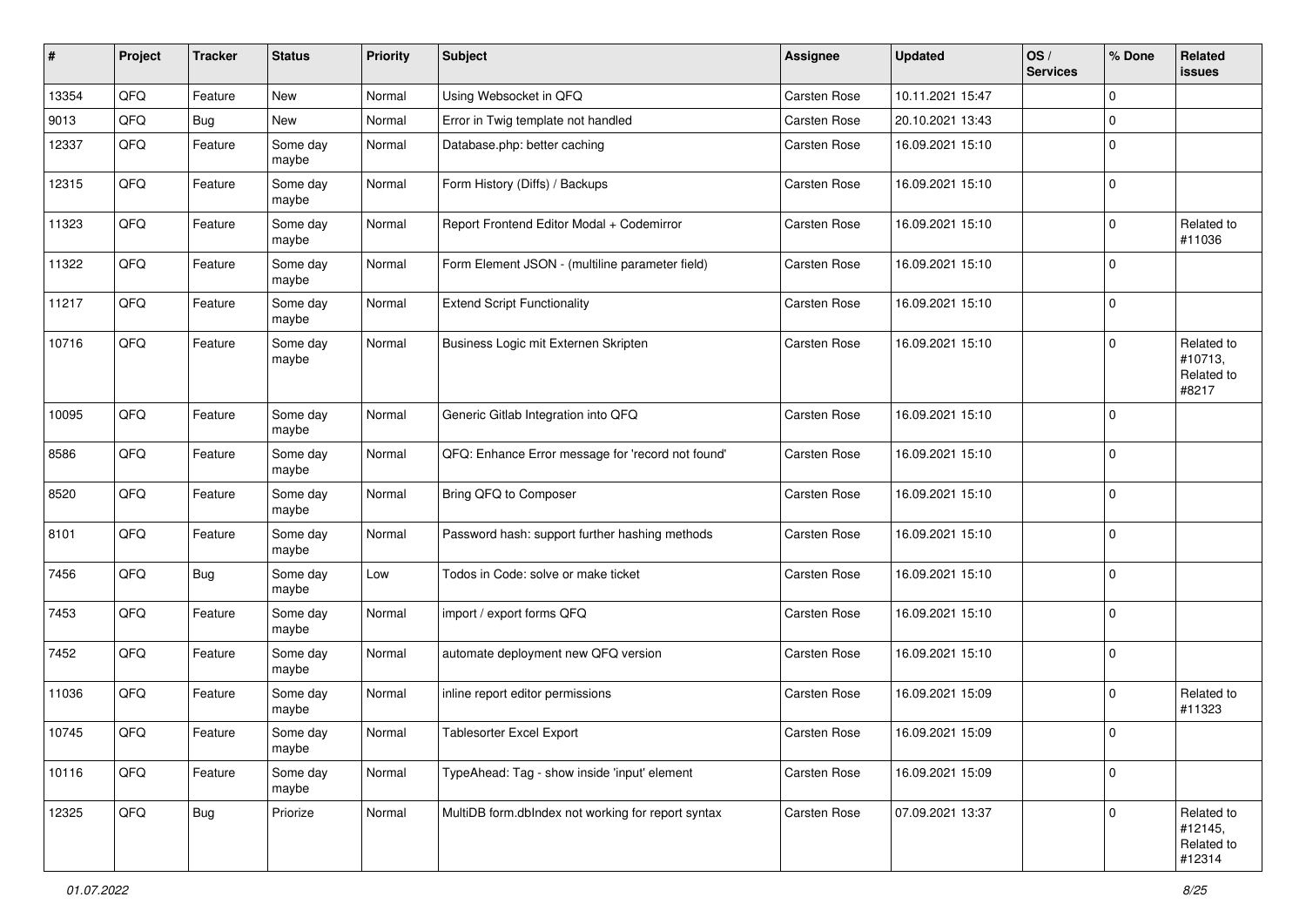| # | Project | Tracker | Status | Priority | Subject | Assignee | Updated | OS / Services | % Done | Related issues |
|---|---|---|---|---|---|---|---|---|---|---|
| 13354 | QFQ | Feature | New | Normal | Using Websocket in QFQ | Carsten Rose | 10.11.2021 15:47 | | 0 | |
| 9013 | QFQ | Bug | New | Normal | Error in Twig template not handled | Carsten Rose | 20.10.2021 13:43 | | 0 | |
| 12337 | QFQ | Feature | Some day maybe | Normal | Database.php: better caching | Carsten Rose | 16.09.2021 15:10 | | 0 | |
| 12315 | QFQ | Feature | Some day maybe | Normal | Form History (Diffs) / Backups | Carsten Rose | 16.09.2021 15:10 | | 0 | |
| 11323 | QFQ | Feature | Some day maybe | Normal | Report Frontend Editor Modal + Codemirror | Carsten Rose | 16.09.2021 15:10 | | 0 | Related to #11036 |
| 11322 | QFQ | Feature | Some day maybe | Normal | Form Element JSON - (multiline parameter field) | Carsten Rose | 16.09.2021 15:10 | | 0 | |
| 11217 | QFQ | Feature | Some day maybe | Normal | Extend Script Functionality | Carsten Rose | 16.09.2021 15:10 | | 0 | |
| 10716 | QFQ | Feature | Some day maybe | Normal | Business Logic mit Externen Skripten | Carsten Rose | 16.09.2021 15:10 | | 0 | Related to #10713, Related to #8217 |
| 10095 | QFQ | Feature | Some day maybe | Normal | Generic Gitlab Integration into QFQ | Carsten Rose | 16.09.2021 15:10 | | 0 | |
| 8586 | QFQ | Feature | Some day maybe | Normal | QFQ: Enhance Error message for 'record not found' | Carsten Rose | 16.09.2021 15:10 | | 0 | |
| 8520 | QFQ | Feature | Some day maybe | Normal | Bring QFQ to Composer | Carsten Rose | 16.09.2021 15:10 | | 0 | |
| 8101 | QFQ | Feature | Some day maybe | Normal | Password hash: support further hashing methods | Carsten Rose | 16.09.2021 15:10 | | 0 | |
| 7456 | QFQ | Bug | Some day maybe | Low | Todos in Code: solve or make ticket | Carsten Rose | 16.09.2021 15:10 | | 0 | |
| 7453 | QFQ | Feature | Some day maybe | Normal | import / export forms QFQ | Carsten Rose | 16.09.2021 15:10 | | 0 | |
| 7452 | QFQ | Feature | Some day maybe | Normal | automate deployment new QFQ version | Carsten Rose | 16.09.2021 15:10 | | 0 | |
| 11036 | QFQ | Feature | Some day maybe | Normal | inline report editor permissions | Carsten Rose | 16.09.2021 15:09 | | 0 | Related to #11323 |
| 10745 | QFQ | Feature | Some day maybe | Normal | Tablesorter Excel Export | Carsten Rose | 16.09.2021 15:09 | | 0 | |
| 10116 | QFQ | Feature | Some day maybe | Normal | TypeAhead: Tag - show inside 'input' element | Carsten Rose | 16.09.2021 15:09 | | 0 | |
| 12325 | QFQ | Bug | Priorize | Normal | MultiDB form.dbIndex not working for report syntax | Carsten Rose | 07.09.2021 13:37 | | 0 | Related to #12145, Related to #12314 |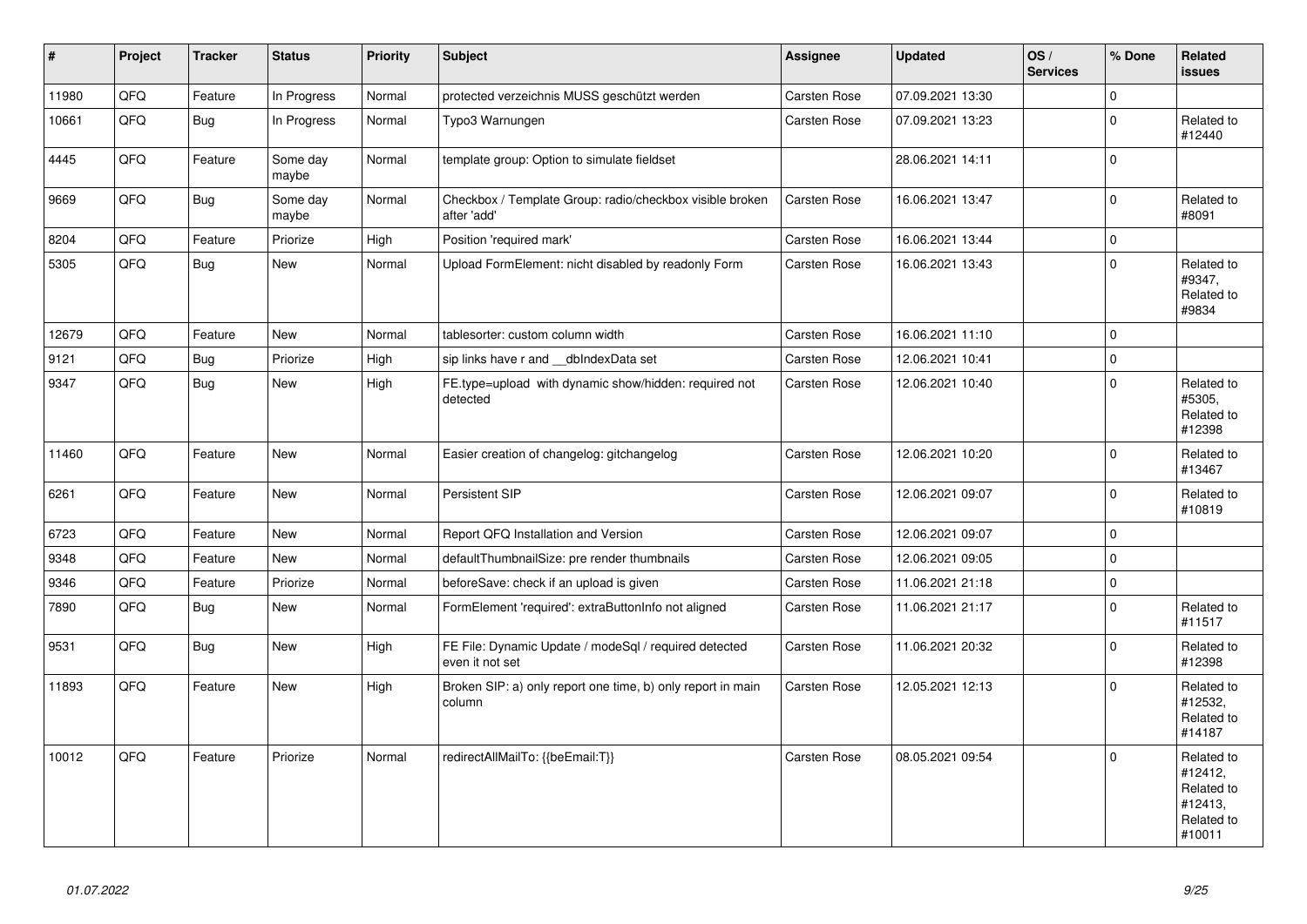| # | Project | Tracker | Status | Priority | Subject | Assignee | Updated | OS / Services | % Done | Related issues |
|---|---|---|---|---|---|---|---|---|---|---|
| 11980 | QFQ | Feature | In Progress | Normal | protected verzeichnis MUSS geschützt werden | Carsten Rose | 07.09.2021 13:30 | | 0 | |
| 10661 | QFQ | Bug | In Progress | Normal | Typo3 Warnungen | Carsten Rose | 07.09.2021 13:23 | | 0 | Related to #12440 |
| 4445 | QFQ | Feature | Some day maybe | Normal | template group: Option to simulate fieldset | | 28.06.2021 14:11 | | 0 | |
| 9669 | QFQ | Bug | Some day maybe | Normal | Checkbox / Template Group: radio/checkbox visible broken after 'add' | Carsten Rose | 16.06.2021 13:47 | | 0 | Related to #8091 |
| 8204 | QFQ | Feature | Priorize | High | Position 'required mark' | Carsten Rose | 16.06.2021 13:44 | | 0 | |
| 5305 | QFQ | Bug | New | Normal | Upload FormElement: nicht disabled by readonly Form | Carsten Rose | 16.06.2021 13:43 | | 0 | Related to #9347, Related to #9834 |
| 12679 | QFQ | Feature | New | Normal | tablesorter: custom column width | Carsten Rose | 16.06.2021 11:10 | | 0 | |
| 9121 | QFQ | Bug | Priorize | High | sip links have r and __dbIndexData set | Carsten Rose | 12.06.2021 10:41 | | 0 | |
| 9347 | QFQ | Bug | New | High | FE.type=upload with dynamic show/hidden: required not detected | Carsten Rose | 12.06.2021 10:40 | | 0 | Related to #5305, Related to #12398 |
| 11460 | QFQ | Feature | New | Normal | Easier creation of changelog: gitchangelog | Carsten Rose | 12.06.2021 10:20 | | 0 | Related to #13467 |
| 6261 | QFQ | Feature | New | Normal | Persistent SIP | Carsten Rose | 12.06.2021 09:07 | | 0 | Related to #10819 |
| 6723 | QFQ | Feature | New | Normal | Report QFQ Installation and Version | Carsten Rose | 12.06.2021 09:07 | | 0 | |
| 9348 | QFQ | Feature | New | Normal | defaultThumbnailSize: pre render thumbnails | Carsten Rose | 12.06.2021 09:05 | | 0 | |
| 9346 | QFQ | Feature | Priorize | Normal | beforeSave: check if an upload is given | Carsten Rose | 11.06.2021 21:18 | | 0 | |
| 7890 | QFQ | Bug | New | Normal | FormElement 'required': extraButtonInfo not aligned | Carsten Rose | 11.06.2021 21:17 | | 0 | Related to #11517 |
| 9531 | QFQ | Bug | New | High | FE File: Dynamic Update / modeSql / required detected even it not set | Carsten Rose | 11.06.2021 20:32 | | 0 | Related to #12398 |
| 11893 | QFQ | Feature | New | High | Broken SIP: a) only report one time, b) only report in main column | Carsten Rose | 12.05.2021 12:13 | | 0 | Related to #12532, Related to #14187 |
| 10012 | QFQ | Feature | Priorize | Normal | redirectAllMailTo: {{beEmail:T}} | Carsten Rose | 08.05.2021 09:54 | | 0 | Related to #12412, Related to #12413, Related to #10011 |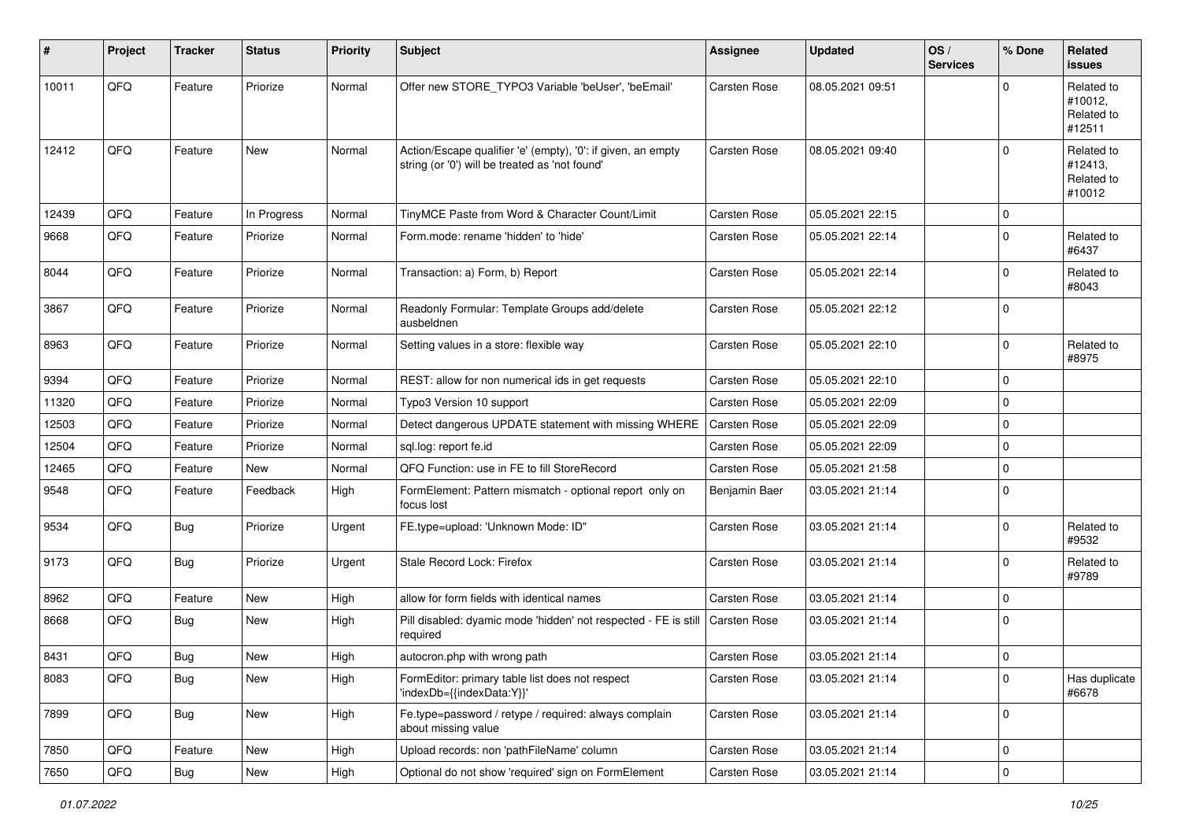| # | Project | Tracker | Status | Priority | Subject | Assignee | Updated | OS / Services | % Done | Related issues |
|---|---|---|---|---|---|---|---|---|---|---|
| 10011 | QFQ | Feature | Priorize | Normal | Offer new STORE_TYPO3 Variable 'beUser', 'beEmail' | Carsten Rose | 08.05.2021 09:51 | | 0 | Related to #10012, Related to #12511 |
| 12412 | QFQ | Feature | New | Normal | Action/Escape qualifier 'e' (empty), '0': if given, an empty string (or '0') will be treated as 'not found' | Carsten Rose | 08.05.2021 09:40 | | 0 | Related to #12413, Related to #10012 |
| 12439 | QFQ | Feature | In Progress | Normal | TinyMCE Paste from Word & Character Count/Limit | Carsten Rose | 05.05.2021 22:15 | | 0 | |
| 9668 | QFQ | Feature | Priorize | Normal | Form.mode: rename 'hidden' to 'hide' | Carsten Rose | 05.05.2021 22:14 | | 0 | Related to #6437 |
| 8044 | QFQ | Feature | Priorize | Normal | Transaction: a) Form, b) Report | Carsten Rose | 05.05.2021 22:14 | | 0 | Related to #8043 |
| 3867 | QFQ | Feature | Priorize | Normal | Readonly Formular: Template Groups add/delete ausbeldnen | Carsten Rose | 05.05.2021 22:12 | | 0 | |
| 8963 | QFQ | Feature | Priorize | Normal | Setting values in a store: flexible way | Carsten Rose | 05.05.2021 22:10 | | 0 | Related to #8975 |
| 9394 | QFQ | Feature | Priorize | Normal | REST: allow for non numerical ids in get requests | Carsten Rose | 05.05.2021 22:10 | | 0 | |
| 11320 | QFQ | Feature | Priorize | Normal | Typo3 Version 10 support | Carsten Rose | 05.05.2021 22:09 | | 0 | |
| 12503 | QFQ | Feature | Priorize | Normal | Detect dangerous UPDATE statement with missing WHERE | Carsten Rose | 05.05.2021 22:09 | | 0 | |
| 12504 | QFQ | Feature | Priorize | Normal | sql.log: report fe.id | Carsten Rose | 05.05.2021 22:09 | | 0 | |
| 12465 | QFQ | Feature | New | Normal | QFQ Function: use in FE to fill StoreRecord | Carsten Rose | 05.05.2021 21:58 | | 0 | |
| 9548 | QFQ | Feature | Feedback | High | FormElement: Pattern mismatch - optional report only on focus lost | Benjamin Baer | 03.05.2021 21:14 | | 0 | |
| 9534 | QFQ | Bug | Priorize | Urgent | FE.type=upload: 'Unknown Mode: ID" | Carsten Rose | 03.05.2021 21:14 | | 0 | Related to #9532 |
| 9173 | QFQ | Bug | Priorize | Urgent | Stale Record Lock: Firefox | Carsten Rose | 03.05.2021 21:14 | | 0 | Related to #9789 |
| 8962 | QFQ | Feature | New | High | allow for form fields with identical names | Carsten Rose | 03.05.2021 21:14 | | 0 | |
| 8668 | QFQ | Bug | New | High | Pill disabled: dyamic mode 'hidden' not respected - FE is still required | Carsten Rose | 03.05.2021 21:14 | | 0 | |
| 8431 | QFQ | Bug | New | High | autocron.php with wrong path | Carsten Rose | 03.05.2021 21:14 | | 0 | |
| 8083 | QFQ | Bug | New | High | FormEditor: primary table list does not respect 'indexDb={{indexData:Y}}' | Carsten Rose | 03.05.2021 21:14 | | 0 | Has duplicate #6678 |
| 7899 | QFQ | Bug | New | High | Fe.type=password / retype / required: always complain about missing value | Carsten Rose | 03.05.2021 21:14 | | 0 | |
| 7850 | QFQ | Feature | New | High | Upload records: non 'pathFileName' column | Carsten Rose | 03.05.2021 21:14 | | 0 | |
| 7650 | QFQ | Bug | New | High | Optional do not show 'required' sign on FormElement | Carsten Rose | 03.05.2021 21:14 | | 0 | |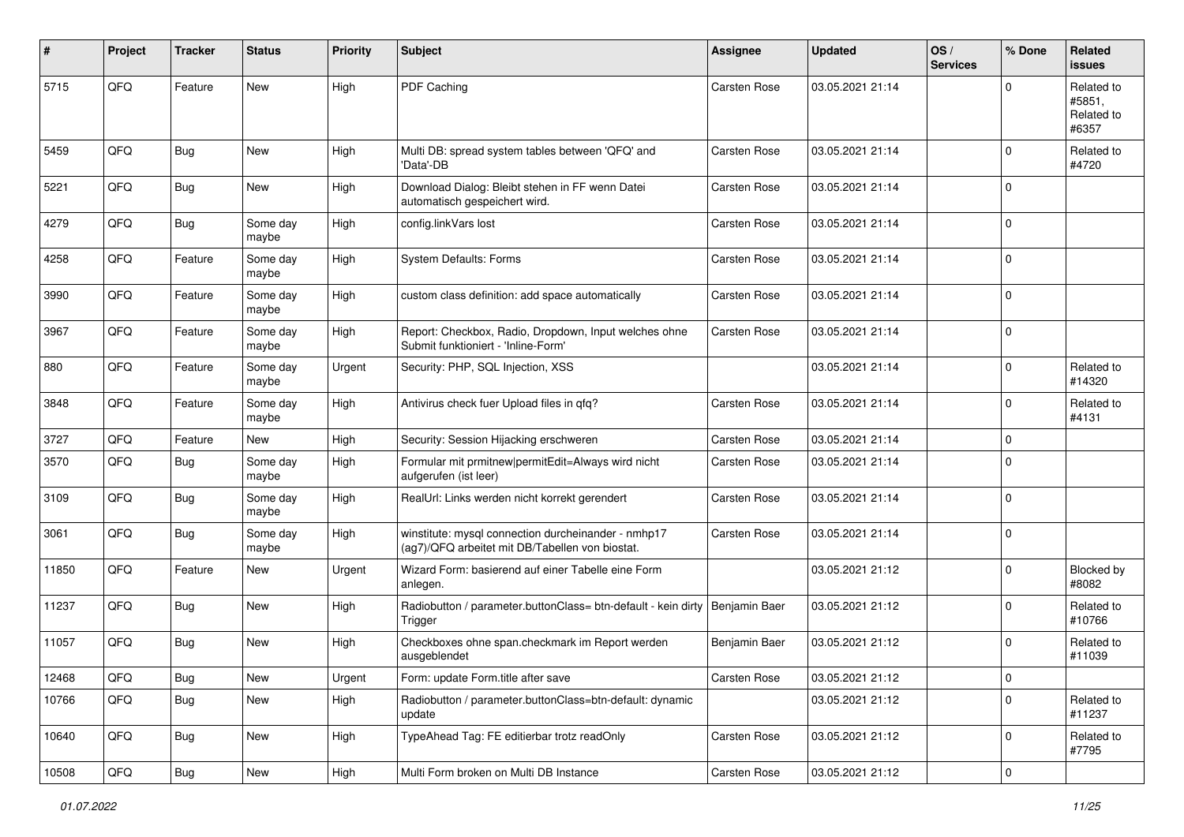| # | Project | Tracker | Status | Priority | Subject | Assignee | Updated | OS / Services | % Done | Related issues |
|---|---|---|---|---|---|---|---|---|---|---|
| 5715 | QFQ | Feature | New | High | PDF Caching | Carsten Rose | 03.05.2021 21:14 | | 0 | Related to #5851, Related to #6357 |
| 5459 | QFQ | Bug | New | High | Multi DB: spread system tables between 'QFQ' and 'Data'-DB | Carsten Rose | 03.05.2021 21:14 | | 0 | Related to #4720 |
| 5221 | QFQ | Bug | New | High | Download Dialog: Bleibt stehen in FF wenn Datei automatisch gespeichert wird. | Carsten Rose | 03.05.2021 21:14 | | 0 | |
| 4279 | QFQ | Bug | Some day maybe | High | config.linkVars lost | Carsten Rose | 03.05.2021 21:14 | | 0 | |
| 4258 | QFQ | Feature | Some day maybe | High | System Defaults: Forms | Carsten Rose | 03.05.2021 21:14 | | 0 | |
| 3990 | QFQ | Feature | Some day maybe | High | custom class definition: add space automatically | Carsten Rose | 03.05.2021 21:14 | | 0 | |
| 3967 | QFQ | Feature | Some day maybe | High | Report: Checkbox, Radio, Dropdown, Input welches ohne Submit funktioniert - 'Inline-Form' | Carsten Rose | 03.05.2021 21:14 | | 0 | |
| 880 | QFQ | Feature | Some day maybe | Urgent | Security: PHP, SQL Injection, XSS | | 03.05.2021 21:14 | | 0 | Related to #14320 |
| 3848 | QFQ | Feature | Some day maybe | High | Antivirus check fuer Upload files in qfq? | Carsten Rose | 03.05.2021 21:14 | | 0 | Related to #4131 |
| 3727 | QFQ | Feature | New | High | Security: Session Hijacking erschweren | Carsten Rose | 03.05.2021 21:14 | | 0 | |
| 3570 | QFQ | Bug | Some day maybe | High | Formular mit prmitnew\|permitEdit=Always wird nicht aufgerufen (ist leer) | Carsten Rose | 03.05.2021 21:14 | | 0 | |
| 3109 | QFQ | Bug | Some day maybe | High | RealUrl: Links werden nicht korrekt gerendert | Carsten Rose | 03.05.2021 21:14 | | 0 | |
| 3061 | QFQ | Bug | Some day maybe | High | winstitute: mysql connection durcheinander - nmhp17 (ag7)/QFQ arbeitet mit DB/Tabellen von biostat. | Carsten Rose | 03.05.2021 21:14 | | 0 | |
| 11850 | QFQ | Feature | New | Urgent | Wizard Form: basierend auf einer Tabelle eine Form anlegen. | | 03.05.2021 21:12 | | 0 | Blocked by #8082 |
| 11237 | QFQ | Bug | New | High | Radiobutton / parameter.buttonClass= btn-default - kein dirty Trigger | Benjamin Baer | 03.05.2021 21:12 | | 0 | Related to #10766 |
| 11057 | QFQ | Bug | New | High | Checkboxes ohne span.checkmark im Report werden ausgeblendet | Benjamin Baer | 03.05.2021 21:12 | | 0 | Related to #11039 |
| 12468 | QFQ | Bug | New | Urgent | Form: update Form.title after save | Carsten Rose | 03.05.2021 21:12 | | 0 | |
| 10766 | QFQ | Bug | New | High | Radiobutton / parameter.buttonClass=btn-default: dynamic update | | 03.05.2021 21:12 | | 0 | Related to #11237 |
| 10640 | QFQ | Bug | New | High | TypeAhead Tag: FE editierbar trotz readOnly | Carsten Rose | 03.05.2021 21:12 | | 0 | Related to #7795 |
| 10508 | QFQ | Bug | New | High | Multi Form broken on Multi DB Instance | Carsten Rose | 03.05.2021 21:12 | | 0 | |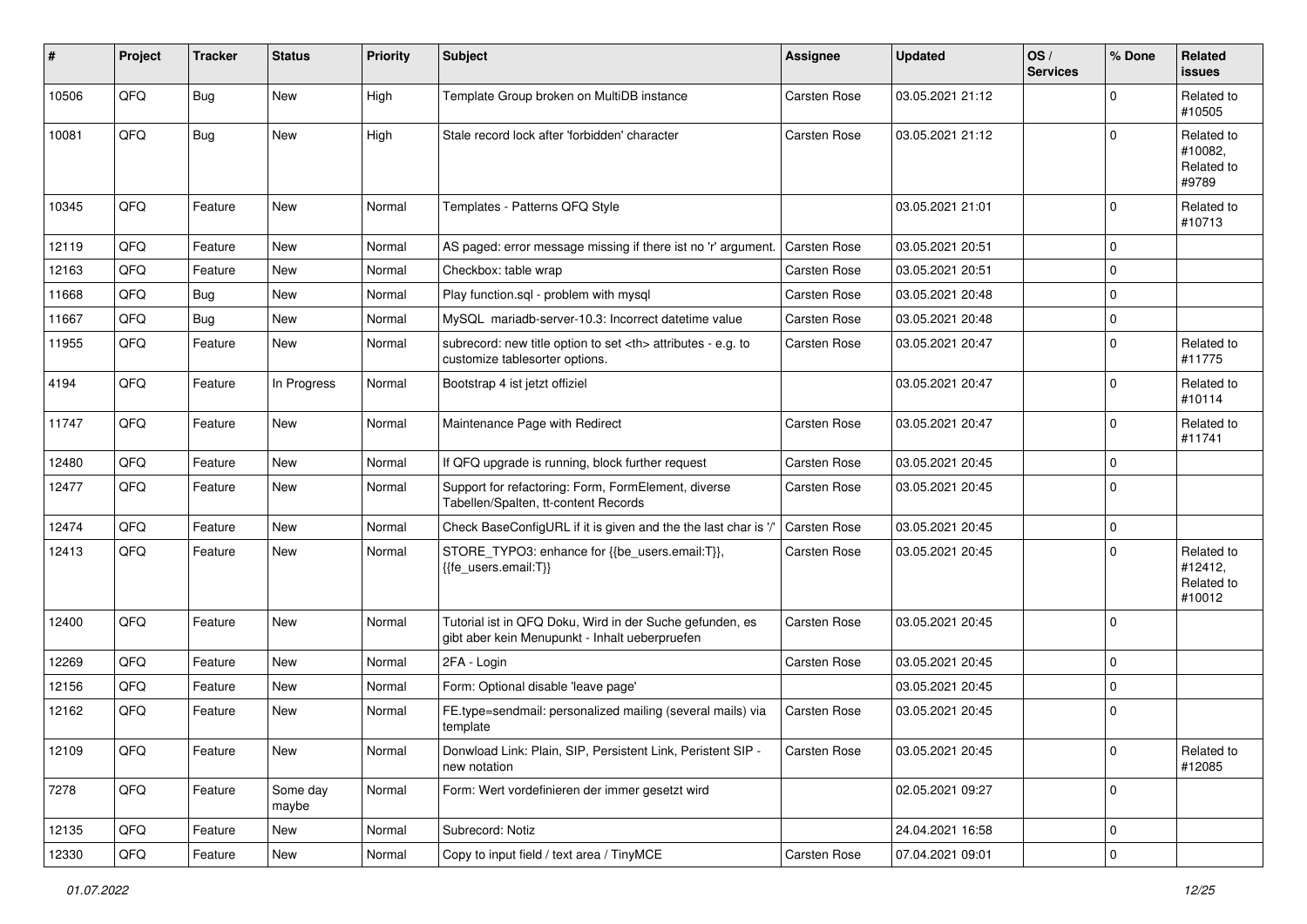| # | Project | Tracker | Status | Priority | Subject | Assignee | Updated | OS / Services | % Done | Related issues |
|---|---|---|---|---|---|---|---|---|---|---|
| 10506 | QFQ | Bug | New | High | Template Group broken on MultiDB instance | Carsten Rose | 03.05.2021 21:12 | | 0 | Related to #10505 |
| 10081 | QFQ | Bug | New | High | Stale record lock after 'forbidden' character | Carsten Rose | 03.05.2021 21:12 | | 0 | Related to #10082, Related to #9789 |
| 10345 | QFQ | Feature | New | Normal | Templates - Patterns QFQ Style | | 03.05.2021 21:01 | | 0 | Related to #10713 |
| 12119 | QFQ | Feature | New | Normal | AS paged: error message missing if there ist no 'r' argument. | Carsten Rose | 03.05.2021 20:51 | | 0 | |
| 12163 | QFQ | Feature | New | Normal | Checkbox: table wrap | Carsten Rose | 03.05.2021 20:51 | | 0 | |
| 11668 | QFQ | Bug | New | Normal | Play function.sql - problem with mysql | Carsten Rose | 03.05.2021 20:48 | | 0 | |
| 11667 | QFQ | Bug | New | Normal | MySQL mariadb-server-10.3: Incorrect datetime value | Carsten Rose | 03.05.2021 20:48 | | 0 | |
| 11955 | QFQ | Feature | New | Normal | subrecord: new title option to set <th> attributes - e.g. to customize tablesorter options. | Carsten Rose | 03.05.2021 20:47 | | 0 | Related to #11775 |
| 4194 | QFQ | Feature | In Progress | Normal | Bootstrap 4 ist jetzt offiziel | | 03.05.2021 20:47 | | 0 | Related to #10114 |
| 11747 | QFQ | Feature | New | Normal | Maintenance Page with Redirect | Carsten Rose | 03.05.2021 20:47 | | 0 | Related to #11741 |
| 12480 | QFQ | Feature | New | Normal | If QFQ upgrade is running, block further request | Carsten Rose | 03.05.2021 20:45 | | 0 | |
| 12477 | QFQ | Feature | New | Normal | Support for refactoring: Form, FormElement, diverse Tabellen/Spalten, tt-content Records | Carsten Rose | 03.05.2021 20:45 | | 0 | |
| 12474 | QFQ | Feature | New | Normal | Check BaseConfigURL if it is given and the the last char is '/' | Carsten Rose | 03.05.2021 20:45 | | 0 | |
| 12413 | QFQ | Feature | New | Normal | STORE_TYPO3: enhance for {{be_users.email:T}}, {{fe_users.email:T}} | Carsten Rose | 03.05.2021 20:45 | | 0 | Related to #12412, Related to #10012 |
| 12400 | QFQ | Feature | New | Normal | Tutorial ist in QFQ Doku, Wird in der Suche gefunden, es gibt aber kein Menupunkt - Inhalt ueberpruefen | Carsten Rose | 03.05.2021 20:45 | | 0 | |
| 12269 | QFQ | Feature | New | Normal | 2FA - Login | Carsten Rose | 03.05.2021 20:45 | | 0 | |
| 12156 | QFQ | Feature | New | Normal | Form: Optional disable 'leave page' | | 03.05.2021 20:45 | | 0 | |
| 12162 | QFQ | Feature | New | Normal | FE.type=sendmail: personalized mailing (several mails) via template | Carsten Rose | 03.05.2021 20:45 | | 0 | |
| 12109 | QFQ | Feature | New | Normal | Donwload Link: Plain, SIP, Persistent Link, Peristent SIP - new notation | Carsten Rose | 03.05.2021 20:45 | | 0 | Related to #12085 |
| 7278 | QFQ | Feature | Some day maybe | Normal | Form: Wert vordefinieren der immer gesetzt wird | | 02.05.2021 09:27 | | 0 | |
| 12135 | QFQ | Feature | New | Normal | Subrecord: Notiz | | 24.04.2021 16:58 | | 0 | |
| 12330 | QFQ | Feature | New | Normal | Copy to input field / text area / TinyMCE | Carsten Rose | 07.04.2021 09:01 | | 0 | |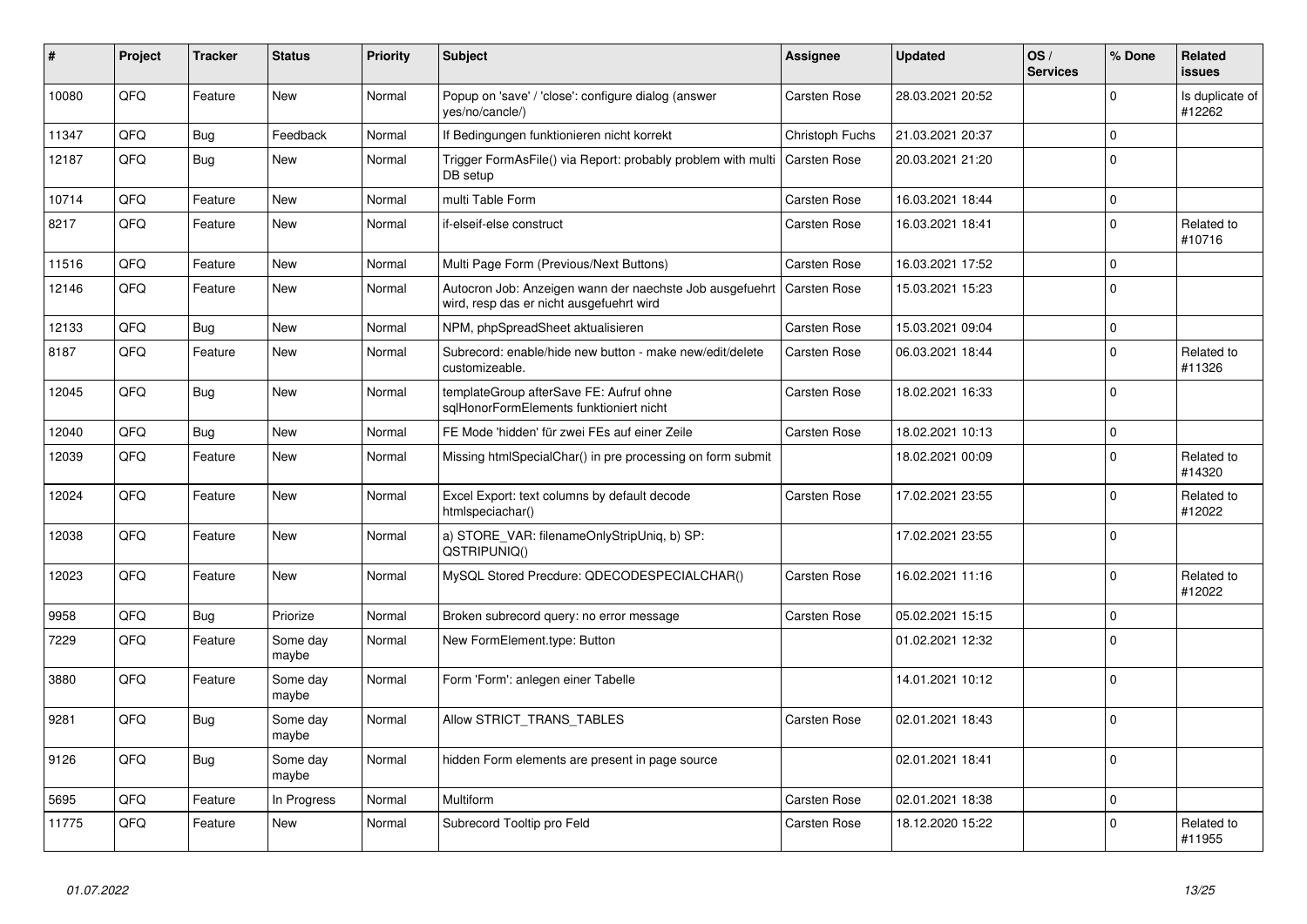| # | Project | Tracker | Status | Priority | Subject | Assignee | Updated | OS / Services | % Done | Related issues |
|---|---|---|---|---|---|---|---|---|---|---|
| 10080 | QFQ | Feature | New | Normal | Popup on 'save' / 'close': configure dialog (answer yes/no/cancle/) | Carsten Rose | 28.03.2021 20:52 | | 0 | Is duplicate of #12262 |
| 11347 | QFQ | Bug | Feedback | Normal | If Bedingungen funktionieren nicht korrekt | Christoph Fuchs | 21.03.2021 20:37 | | 0 | |
| 12187 | QFQ | Bug | New | Normal | Trigger FormAsFile() via Report: probably problem with multi DB setup | Carsten Rose | 20.03.2021 21:20 | | 0 | |
| 10714 | QFQ | Feature | New | Normal | multi Table Form | Carsten Rose | 16.03.2021 18:44 | | 0 | |
| 8217 | QFQ | Feature | New | Normal | if-elseif-else construct | Carsten Rose | 16.03.2021 18:41 | | 0 | Related to #10716 |
| 11516 | QFQ | Feature | New | Normal | Multi Page Form (Previous/Next Buttons) | Carsten Rose | 16.03.2021 17:52 | | 0 | |
| 12146 | QFQ | Feature | New | Normal | Autocron Job: Anzeigen wann der naechste Job ausgefuehrt wird, resp das er nicht ausgefuehrt wird | Carsten Rose | 15.03.2021 15:23 | | 0 | |
| 12133 | QFQ | Bug | New | Normal | NPM, phpSpreadSheet aktualisieren | Carsten Rose | 15.03.2021 09:04 | | 0 | |
| 8187 | QFQ | Feature | New | Normal | Subrecord: enable/hide new button - make new/edit/delete customizeable. | Carsten Rose | 06.03.2021 18:44 | | 0 | Related to #11326 |
| 12045 | QFQ | Bug | New | Normal | templateGroup afterSave FE: Aufruf ohne sqlHonorFormElements funktioniert nicht | Carsten Rose | 18.02.2021 16:33 | | 0 | |
| 12040 | QFQ | Bug | New | Normal | FE Mode 'hidden' für zwei FEs auf einer Zeile | Carsten Rose | 18.02.2021 10:13 | | 0 | |
| 12039 | QFQ | Feature | New | Normal | Missing htmlSpecialChar() in pre processing on form submit | | 18.02.2021 00:09 | | 0 | Related to #14320 |
| 12024 | QFQ | Feature | New | Normal | Excel Export: text columns by default decode htmlspeciachar() | Carsten Rose | 17.02.2021 23:55 | | 0 | Related to #12022 |
| 12038 | QFQ | Feature | New | Normal | a) STORE_VAR: filenameOnlyStripUniq, b) SP: QSTRIPUNIQ() | | 17.02.2021 23:55 | | 0 | |
| 12023 | QFQ | Feature | New | Normal | MySQL Stored Precdure: QDECODESPECIALCHAR() | Carsten Rose | 16.02.2021 11:16 | | 0 | Related to #12022 |
| 9958 | QFQ | Bug | Priorize | Normal | Broken subrecord query: no error message | Carsten Rose | 05.02.2021 15:15 | | 0 | |
| 7229 | QFQ | Feature | Some day maybe | Normal | New FormElement.type: Button | | 01.02.2021 12:32 | | 0 | |
| 3880 | QFQ | Feature | Some day maybe | Normal | Form 'Form': anlegen einer Tabelle | | 14.01.2021 10:12 | | 0 | |
| 9281 | QFQ | Bug | Some day maybe | Normal | Allow STRICT_TRANS_TABLES | Carsten Rose | 02.01.2021 18:43 | | 0 | |
| 9126 | QFQ | Bug | Some day maybe | Normal | hidden Form elements are present in page source | | 02.01.2021 18:41 | | 0 | |
| 5695 | QFQ | Feature | In Progress | Normal | Multiform | Carsten Rose | 02.01.2021 18:38 | | 0 | |
| 11775 | QFQ | Feature | New | Normal | Subrecord Tooltip pro Feld | Carsten Rose | 18.12.2020 15:22 | | 0 | Related to #11955 |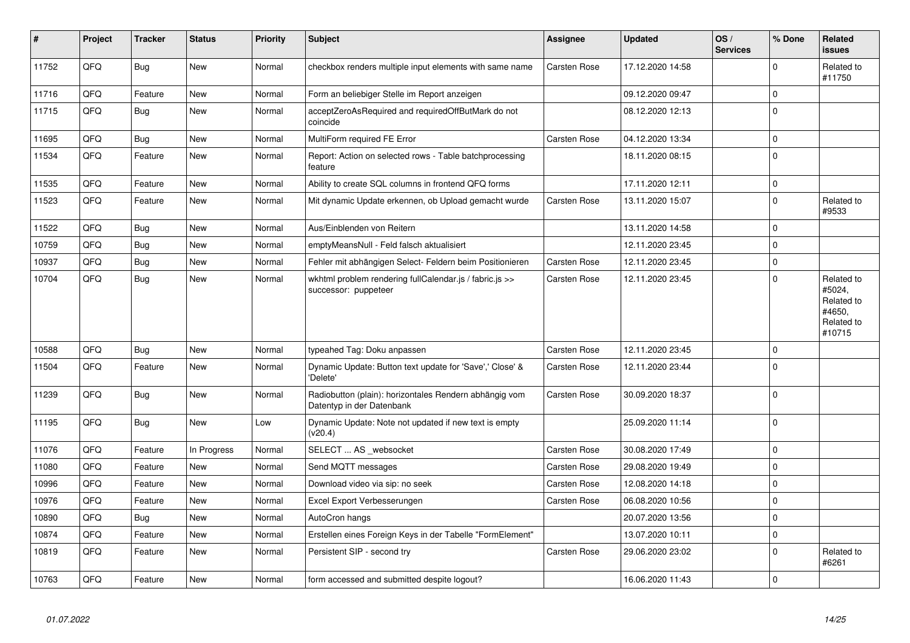| # | Project | Tracker | Status | Priority | Subject | Assignee | Updated | OS / Services | % Done | Related issues |
|---|---|---|---|---|---|---|---|---|---|---|
| 11752 | QFQ | Bug | New | Normal | checkbox renders multiple input elements with same name | Carsten Rose | 17.12.2020 14:58 | | 0 | Related to #11750 |
| 11716 | QFQ | Feature | New | Normal | Form an beliebiger Stelle im Report anzeigen | | 09.12.2020 09:47 | | 0 | |
| 11715 | QFQ | Bug | New | Normal | acceptZeroAsRequired and requiredOffButMark do not coincide | | 08.12.2020 12:13 | | 0 | |
| 11695 | QFQ | Bug | New | Normal | MultiForm required FE Error | Carsten Rose | 04.12.2020 13:34 | | 0 | |
| 11534 | QFQ | Feature | New | Normal | Report: Action on selected rows - Table batchprocessing feature | | 18.11.2020 08:15 | | 0 | |
| 11535 | QFQ | Feature | New | Normal | Ability to create SQL columns in frontend QFQ forms | | 17.11.2020 12:11 | | 0 | |
| 11523 | QFQ | Feature | New | Normal | Mit dynamic Update erkennen, ob Upload gemacht wurde | Carsten Rose | 13.11.2020 15:07 | | 0 | Related to #9533 |
| 11522 | QFQ | Bug | New | Normal | Aus/Einblenden von Reitern | | 13.11.2020 14:58 | | 0 | |
| 10759 | QFQ | Bug | New | Normal | emptyMeansNull - Feld falsch aktualisiert | | 12.11.2020 23:45 | | 0 | |
| 10937 | QFQ | Bug | New | Normal | Fehler mit abhängigen Select- Feldern beim Positionieren | Carsten Rose | 12.11.2020 23:45 | | 0 | |
| 10704 | QFQ | Bug | New | Normal | wkhtml problem rendering fullCalendar.js / fabric.js >> successor: puppeteer | Carsten Rose | 12.11.2020 23:45 | | 0 | Related to #5024, Related to #4650, Related to #10715 |
| 10588 | QFQ | Bug | New | Normal | typeahed Tag: Doku anpassen | Carsten Rose | 12.11.2020 23:45 | | 0 | |
| 11504 | QFQ | Feature | New | Normal | Dynamic Update: Button text update for 'Save',' Close' & 'Delete' | Carsten Rose | 12.11.2020 23:44 | | 0 | |
| 11239 | QFQ | Bug | New | Normal | Radiobutton (plain): horizontales Rendern abhängig vom Datentyp in der Datenbank | Carsten Rose | 30.09.2020 18:37 | | 0 | |
| 11195 | QFQ | Bug | New | Low | Dynamic Update: Note not updated if new text is empty (v20.4) | | 25.09.2020 11:14 | | 0 | |
| 11076 | QFQ | Feature | In Progress | Normal | SELECT ... AS _websocket | Carsten Rose | 30.08.2020 17:49 | | 0 | |
| 11080 | QFQ | Feature | New | Normal | Send MQTT messages | Carsten Rose | 29.08.2020 19:49 | | 0 | |
| 10996 | QFQ | Feature | New | Normal | Download video via sip: no seek | Carsten Rose | 12.08.2020 14:18 | | 0 | |
| 10976 | QFQ | Feature | New | Normal | Excel Export Verbesserungen | Carsten Rose | 06.08.2020 10:56 | | 0 | |
| 10890 | QFQ | Bug | New | Normal | AutoCron hangs | | 20.07.2020 13:56 | | 0 | |
| 10874 | QFQ | Feature | New | Normal | Erstellen eines Foreign Keys in der Tabelle "FormElement" | | 13.07.2020 10:11 | | 0 | |
| 10819 | QFQ | Feature | New | Normal | Persistent SIP - second try | Carsten Rose | 29.06.2020 23:02 | | 0 | Related to #6261 |
| 10763 | QFQ | Feature | New | Normal | form accessed and submitted despite logout? | | 16.06.2020 11:43 | | 0 | |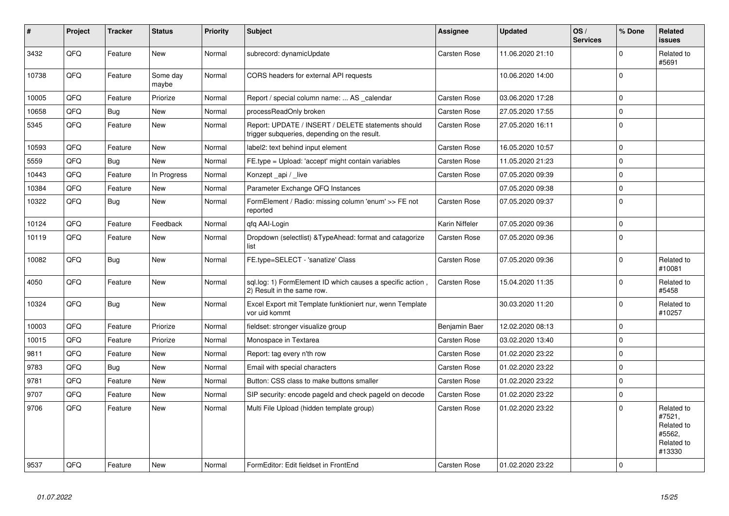| # | Project | Tracker | Status | Priority | Subject | Assignee | Updated | OS / Services | % Done | Related issues |
|---|---|---|---|---|---|---|---|---|---|---|
| 3432 | QFQ | Feature | New | Normal | subrecord: dynamicUpdate | Carsten Rose | 11.06.2020 21:10 | | 0 | Related to #5691 |
| 10738 | QFQ | Feature | Some day maybe | Normal | CORS headers for external API requests | | 10.06.2020 14:00 | | 0 | |
| 10005 | QFQ | Feature | Priorize | Normal | Report / special column name: ... AS _calendar | Carsten Rose | 03.06.2020 17:28 | | 0 | |
| 10658 | QFQ | Bug | New | Normal | processReadOnly broken | Carsten Rose | 27.05.2020 17:55 | | 0 | |
| 5345 | QFQ | Feature | New | Normal | Report: UPDATE / INSERT / DELETE statements should trigger subqueries, depending on the result. | Carsten Rose | 27.05.2020 16:11 | | 0 | |
| 10593 | QFQ | Feature | New | Normal | label2: text behind input element | Carsten Rose | 16.05.2020 10:57 | | 0 | |
| 5559 | QFQ | Bug | New | Normal | FE.type = Upload: 'accept' might contain variables | Carsten Rose | 11.05.2020 21:23 | | 0 | |
| 10443 | QFQ | Feature | In Progress | Normal | Konzept _api / _live | Carsten Rose | 07.05.2020 09:39 | | 0 | |
| 10384 | QFQ | Feature | New | Normal | Parameter Exchange QFQ Instances | | 07.05.2020 09:38 | | 0 | |
| 10322 | QFQ | Bug | New | Normal | FormElement / Radio: missing column 'enum' >> FE not reported | Carsten Rose | 07.05.2020 09:37 | | 0 | |
| 10124 | QFQ | Feature | Feedback | Normal | qfq AAI-Login | Karin Niffeler | 07.05.2020 09:36 | | 0 | |
| 10119 | QFQ | Feature | New | Normal | Dropdown (selectlist) &TypeAhead: format and catagorize list | Carsten Rose | 07.05.2020 09:36 | | 0 | |
| 10082 | QFQ | Bug | New | Normal | FE.type=SELECT - 'sanatize' Class | Carsten Rose | 07.05.2020 09:36 | | 0 | Related to #10081 |
| 4050 | QFQ | Feature | New | Normal | sql.log: 1) FormElement ID which causes a specific action , 2) Result in the same row. | Carsten Rose | 15.04.2020 11:35 | | 0 | Related to #5458 |
| 10324 | QFQ | Bug | New | Normal | Excel Export mit Template funktioniert nur, wenn Template vor uid kommt | | 30.03.2020 11:20 | | 0 | Related to #10257 |
| 10003 | QFQ | Feature | Priorize | Normal | fieldset: stronger visualize group | Benjamin Baer | 12.02.2020 08:13 | | 0 | |
| 10015 | QFQ | Feature | Priorize | Normal | Monospace in Textarea | Carsten Rose | 03.02.2020 13:40 | | 0 | |
| 9811 | QFQ | Feature | New | Normal | Report: tag every n'th row | Carsten Rose | 01.02.2020 23:22 | | 0 | |
| 9783 | QFQ | Bug | New | Normal | Email with special characters | Carsten Rose | 01.02.2020 23:22 | | 0 | |
| 9781 | QFQ | Feature | New | Normal | Button: CSS class to make buttons smaller | Carsten Rose | 01.02.2020 23:22 | | 0 | |
| 9707 | QFQ | Feature | New | Normal | SIP security: encode pageId and check pageId on decode | Carsten Rose | 01.02.2020 23:22 | | 0 | |
| 9706 | QFQ | Feature | New | Normal | Multi File Upload (hidden template group) | Carsten Rose | 01.02.2020 23:22 | | 0 | Related to #7521, Related to #5562, Related to #13330 |
| 9537 | QFQ | Feature | New | Normal | FormEditor: Edit fieldset in FrontEnd | Carsten Rose | 01.02.2020 23:22 | | 0 | |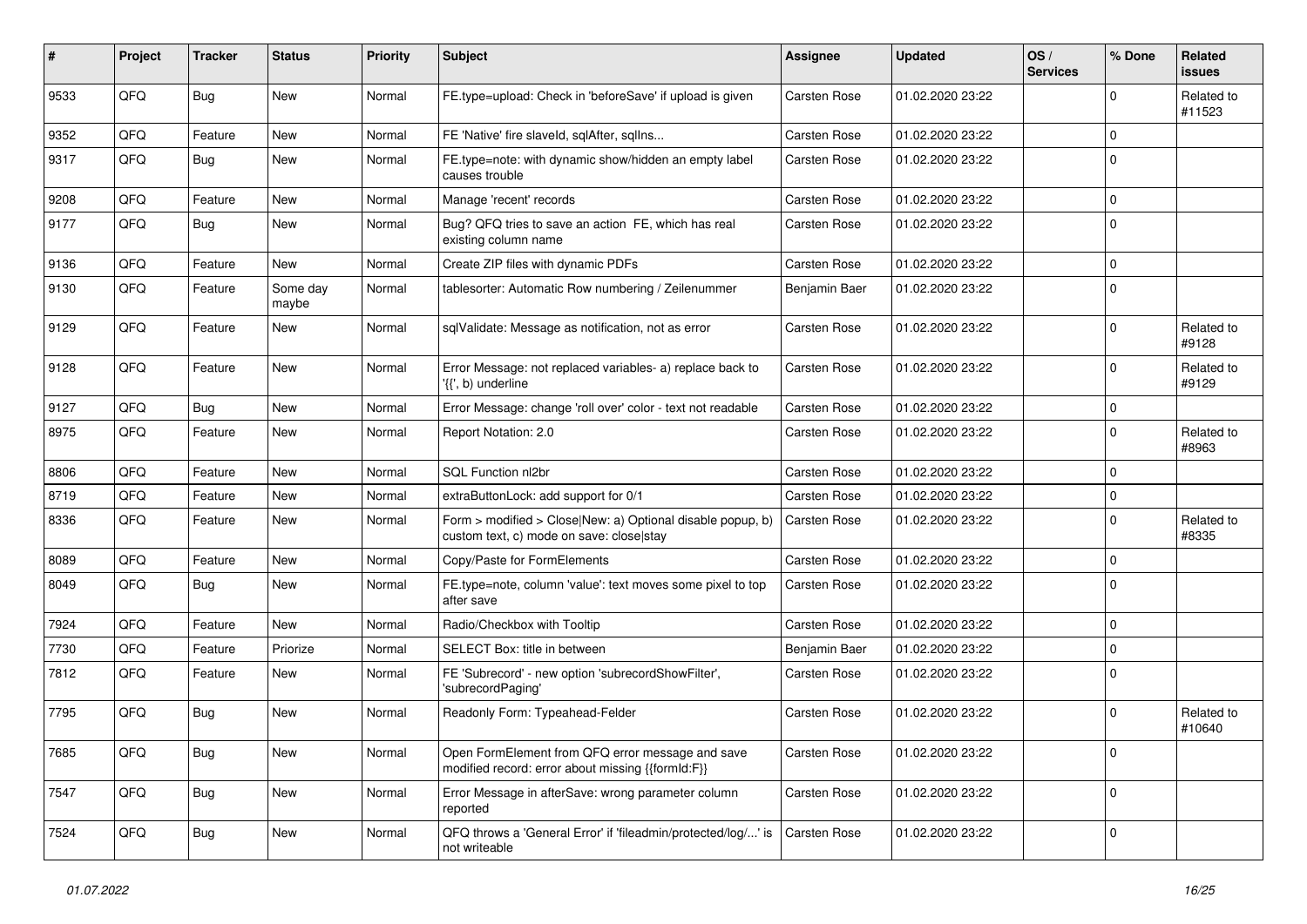| # | Project | Tracker | Status | Priority | Subject | Assignee | Updated | OS / Services | % Done | Related issues |
|---|---|---|---|---|---|---|---|---|---|---|
| 9533 | QFQ | Bug | New | Normal | FE.type=upload: Check in 'beforeSave' if upload is given | Carsten Rose | 01.02.2020 23:22 | | 0 | Related to #11523 |
| 9352 | QFQ | Feature | New | Normal | FE 'Native' fire slaveId, sqlAfter, sqlIns... | Carsten Rose | 01.02.2020 23:22 | | 0 | |
| 9317 | QFQ | Bug | New | Normal | FE.type=note: with dynamic show/hidden an empty label causes trouble | Carsten Rose | 01.02.2020 23:22 | | 0 | |
| 9208 | QFQ | Feature | New | Normal | Manage 'recent' records | Carsten Rose | 01.02.2020 23:22 | | 0 | |
| 9177 | QFQ | Bug | New | Normal | Bug? QFQ tries to save an action FE, which has real existing column name | Carsten Rose | 01.02.2020 23:22 | | 0 | |
| 9136 | QFQ | Feature | New | Normal | Create ZIP files with dynamic PDFs | Carsten Rose | 01.02.2020 23:22 | | 0 | |
| 9130 | QFQ | Feature | Some day maybe | Normal | tablesorter: Automatic Row numbering / Zeilenummer | Benjamin Baer | 01.02.2020 23:22 | | 0 | |
| 9129 | QFQ | Feature | New | Normal | sqlValidate: Message as notification, not as error | Carsten Rose | 01.02.2020 23:22 | | 0 | Related to #9128 |
| 9128 | QFQ | Feature | New | Normal | Error Message: not replaced variables- a) replace back to '{{', b) underline | Carsten Rose | 01.02.2020 23:22 | | 0 | Related to #9129 |
| 9127 | QFQ | Bug | New | Normal | Error Message: change 'roll over' color - text not readable | Carsten Rose | 01.02.2020 23:22 | | 0 | |
| 8975 | QFQ | Feature | New | Normal | Report Notation: 2.0 | Carsten Rose | 01.02.2020 23:22 | | 0 | Related to #8963 |
| 8806 | QFQ | Feature | New | Normal | SQL Function nl2br | Carsten Rose | 01.02.2020 23:22 | | 0 | |
| 8719 | QFQ | Feature | New | Normal | extraButtonLock: add support for 0/1 | Carsten Rose | 01.02.2020 23:22 | | 0 | |
| 8336 | QFQ | Feature | New | Normal | Form > modified > Close\|New: a) Optional disable popup, b) custom text, c) mode on save: close\|stay | Carsten Rose | 01.02.2020 23:22 | | 0 | Related to #8335 |
| 8089 | QFQ | Feature | New | Normal | Copy/Paste for FormElements | Carsten Rose | 01.02.2020 23:22 | | 0 | |
| 8049 | QFQ | Bug | New | Normal | FE.type=note, column 'value': text moves some pixel to top after save | Carsten Rose | 01.02.2020 23:22 | | 0 | |
| 7924 | QFQ | Feature | New | Normal | Radio/Checkbox with Tooltip | Carsten Rose | 01.02.2020 23:22 | | 0 | |
| 7730 | QFQ | Feature | Priorize | Normal | SELECT Box: title in between | Benjamin Baer | 01.02.2020 23:22 | | 0 | |
| 7812 | QFQ | Feature | New | Normal | FE 'Subrecord' - new option 'subrecordShowFilter', 'subrecordPaging' | Carsten Rose | 01.02.2020 23:22 | | 0 | |
| 7795 | QFQ | Bug | New | Normal | Readonly Form: Typeahead-Felder | Carsten Rose | 01.02.2020 23:22 | | 0 | Related to #10640 |
| 7685 | QFQ | Bug | New | Normal | Open FormElement from QFQ error message and save modified record: error about missing {{formId:F}} | Carsten Rose | 01.02.2020 23:22 | | 0 | |
| 7547 | QFQ | Bug | New | Normal | Error Message in afterSave: wrong parameter column reported | Carsten Rose | 01.02.2020 23:22 | | 0 | |
| 7524 | QFQ | Bug | New | Normal | QFQ throws a 'General Error' if 'fileadmin/protected/log/...' is not writeable | Carsten Rose | 01.02.2020 23:22 | | 0 | |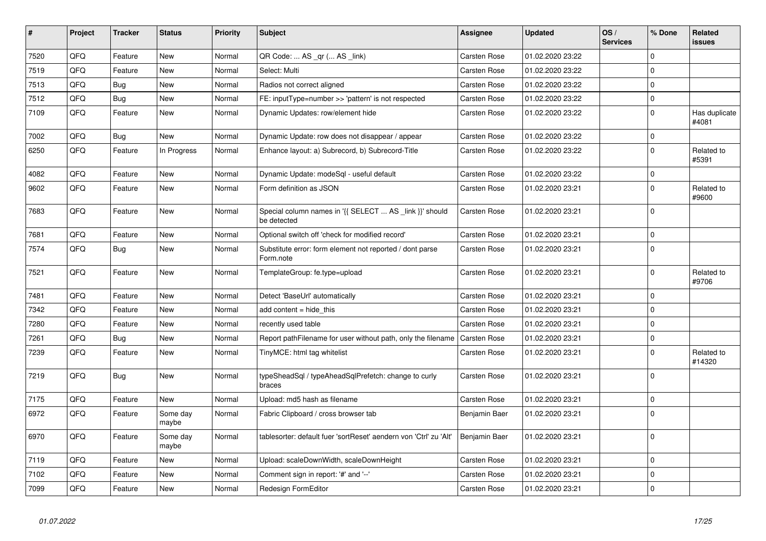| # | Project | Tracker | Status | Priority | Subject | Assignee | Updated | OS / Services | % Done | Related issues |
|---|---|---|---|---|---|---|---|---|---|---|
| 7520 | QFQ | Feature | New | Normal | QR Code: ... AS _qr (... AS _link) | Carsten Rose | 01.02.2020 23:22 | | 0 | |
| 7519 | QFQ | Feature | New | Normal | Select: Multi | Carsten Rose | 01.02.2020 23:22 | | 0 | |
| 7513 | QFQ | Bug | New | Normal | Radios not correct aligned | Carsten Rose | 01.02.2020 23:22 | | 0 | |
| 7512 | QFQ | Bug | New | Normal | FE: inputType=number >> 'pattern' is not respected | Carsten Rose | 01.02.2020 23:22 | | 0 | |
| 7109 | QFQ | Feature | New | Normal | Dynamic Updates: row/element hide | Carsten Rose | 01.02.2020 23:22 | | 0 | Has duplicate #4081 |
| 7002 | QFQ | Bug | New | Normal | Dynamic Update: row does not disappear / appear | Carsten Rose | 01.02.2020 23:22 | | 0 | |
| 6250 | QFQ | Feature | In Progress | Normal | Enhance layout: a) Subrecord, b) Subrecord-Title | Carsten Rose | 01.02.2020 23:22 | | 0 | Related to #5391 |
| 4082 | QFQ | Feature | New | Normal | Dynamic Update: modeSql - useful default | Carsten Rose | 01.02.2020 23:22 | | 0 | |
| 9602 | QFQ | Feature | New | Normal | Form definition as JSON | Carsten Rose | 01.02.2020 23:21 | | 0 | Related to #9600 |
| 7683 | QFQ | Feature | New | Normal | Special column names in '{{ SELECT ... AS _link }}' should be detected | Carsten Rose | 01.02.2020 23:21 | | 0 | |
| 7681 | QFQ | Feature | New | Normal | Optional switch off 'check for modified record' | Carsten Rose | 01.02.2020 23:21 | | 0 | |
| 7574 | QFQ | Bug | New | Normal | Substitute error: form element not reported / dont parse Form.note | Carsten Rose | 01.02.2020 23:21 | | 0 | |
| 7521 | QFQ | Feature | New | Normal | TemplateGroup: fe.type=upload | Carsten Rose | 01.02.2020 23:21 | | 0 | Related to #9706 |
| 7481 | QFQ | Feature | New | Normal | Detect 'BaseUrl' automatically | Carsten Rose | 01.02.2020 23:21 | | 0 | |
| 7342 | QFQ | Feature | New | Normal | add content = hide_this | Carsten Rose | 01.02.2020 23:21 | | 0 | |
| 7280 | QFQ | Feature | New | Normal | recently used table | Carsten Rose | 01.02.2020 23:21 | | 0 | |
| 7261 | QFQ | Bug | New | Normal | Report pathFilename for user without path, only the filename | Carsten Rose | 01.02.2020 23:21 | | 0 | |
| 7239 | QFQ | Feature | New | Normal | TinyMCE: html tag whitelist | Carsten Rose | 01.02.2020 23:21 | | 0 | Related to #14320 |
| 7219 | QFQ | Bug | New | Normal | typeSheadSql / typeAheadSqlPrefetch: change to curly braces | Carsten Rose | 01.02.2020 23:21 | | 0 | |
| 7175 | QFQ | Feature | New | Normal | Upload: md5 hash as filename | Carsten Rose | 01.02.2020 23:21 | | 0 | |
| 6972 | QFQ | Feature | Some day maybe | Normal | Fabric Clipboard / cross browser tab | Benjamin Baer | 01.02.2020 23:21 | | 0 | |
| 6970 | QFQ | Feature | Some day maybe | Normal | tablesorter: default fuer 'sortReset' aendern von 'Ctrl' zu 'Alt' | Benjamin Baer | 01.02.2020 23:21 | | 0 | |
| 7119 | QFQ | Feature | New | Normal | Upload: scaleDownWidth, scaleDownHeight | Carsten Rose | 01.02.2020 23:21 | | 0 | |
| 7102 | QFQ | Feature | New | Normal | Comment sign in report: '#' and '--' | Carsten Rose | 01.02.2020 23:21 | | 0 | |
| 7099 | QFQ | Feature | New | Normal | Redesign FormEditor | Carsten Rose | 01.02.2020 23:21 | | 0 | |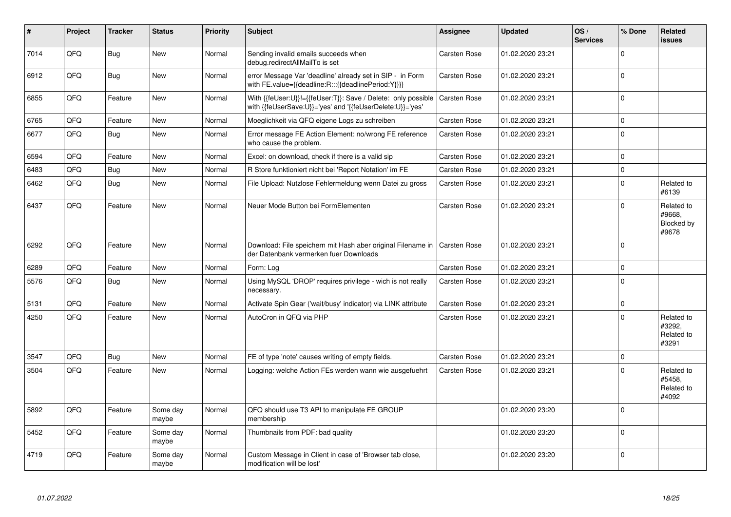| # | Project | Tracker | Status | Priority | Subject | Assignee | Updated | OS / Services | % Done | Related issues |
|---|---|---|---|---|---|---|---|---|---|---|
| 7014 | QFQ | Bug | New | Normal | Sending invalid emails succeeds when debug.redirectAllMailTo is set | Carsten Rose | 01.02.2020 23:21 | | 0 | |
| 6912 | QFQ | Bug | New | Normal | error Message Var 'deadline' already set in SIP - in Form with FE.value={{deadline:R:::{{deadlinePeriod:Y}}}} | Carsten Rose | 01.02.2020 23:21 | | 0 | |
| 6855 | QFQ | Feature | New | Normal | With {{feUser:U}}!={{feUser:T}}: Save / Delete: only possible with {{feUserSave:U}}='yes' and '{{feUserDelete:U}}='yes' | Carsten Rose | 01.02.2020 23:21 | | 0 | |
| 6765 | QFQ | Feature | New | Normal | Moeglichkeit via QFQ eigene Logs zu schreiben | Carsten Rose | 01.02.2020 23:21 | | 0 | |
| 6677 | QFQ | Bug | New | Normal | Error message FE Action Element: no/wrong FE reference who cause the problem. | Carsten Rose | 01.02.2020 23:21 | | 0 | |
| 6594 | QFQ | Feature | New | Normal | Excel: on download, check if there is a valid sip | Carsten Rose | 01.02.2020 23:21 | | 0 | |
| 6483 | QFQ | Bug | New | Normal | R Store funktioniert nicht bei 'Report Notation' im FE | Carsten Rose | 01.02.2020 23:21 | | 0 | |
| 6462 | QFQ | Bug | New | Normal | File Upload: Nutzlose Fehlermeldung wenn Datei zu gross | Carsten Rose | 01.02.2020 23:21 | | 0 | Related to #6139 |
| 6437 | QFQ | Feature | New | Normal | Neuer Mode Button bei FormElementen | Carsten Rose | 01.02.2020 23:21 | | 0 | Related to #9668, Blocked by #9678 |
| 6292 | QFQ | Feature | New | Normal | Download: File speichern mit Hash aber original Filename in der Datenbank vermerken fuer Downloads | Carsten Rose | 01.02.2020 23:21 | | 0 | |
| 6289 | QFQ | Feature | New | Normal | Form: Log | Carsten Rose | 01.02.2020 23:21 | | 0 | |
| 5576 | QFQ | Bug | New | Normal | Using MySQL 'DROP' requires privilege - wich is not really necessary. | Carsten Rose | 01.02.2020 23:21 | | 0 | |
| 5131 | QFQ | Feature | New | Normal | Activate Spin Gear ('wait/busy' indicator) via LINK attribute | Carsten Rose | 01.02.2020 23:21 | | 0 | |
| 4250 | QFQ | Feature | New | Normal | AutoCron in QFQ via PHP | Carsten Rose | 01.02.2020 23:21 | | 0 | Related to #3292, Related to #3291 |
| 3547 | QFQ | Bug | New | Normal | FE of type 'note' causes writing of empty fields. | Carsten Rose | 01.02.2020 23:21 | | 0 | |
| 3504 | QFQ | Feature | New | Normal | Logging: welche Action FEs werden wann wie ausgefuehrt | Carsten Rose | 01.02.2020 23:21 | | 0 | Related to #5458, Related to #4092 |
| 5892 | QFQ | Feature | Some day maybe | Normal | QFQ should use T3 API to manipulate FE GROUP membership | | 01.02.2020 23:20 | | 0 | |
| 5452 | QFQ | Feature | Some day maybe | Normal | Thumbnails from PDF: bad quality | | 01.02.2020 23:20 | | 0 | |
| 4719 | QFQ | Feature | Some day maybe | Normal | Custom Message in Client in case of 'Browser tab close, modification will be lost' | | 01.02.2020 23:20 | | 0 | |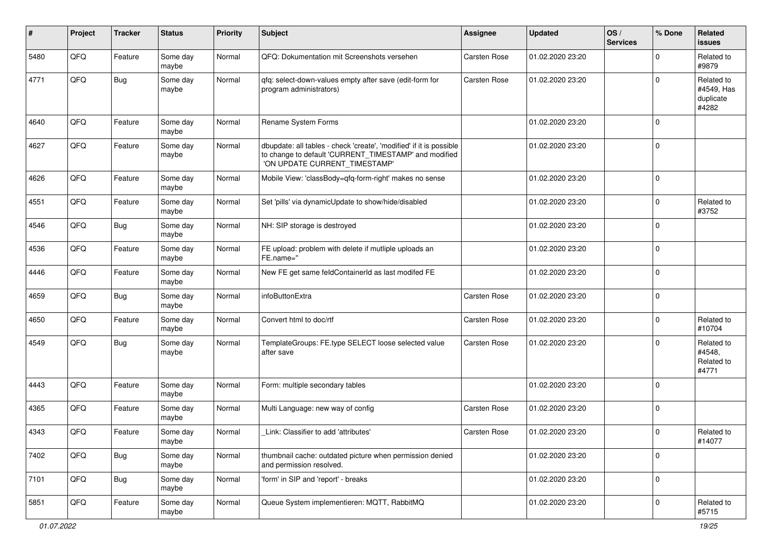| # | Project | Tracker | Status | Priority | Subject | Assignee | Updated | OS / Services | % Done | Related issues |
|---|---|---|---|---|---|---|---|---|---|---|
| 5480 | QFQ | Feature | Some day maybe | Normal | QFQ: Dokumentation mit Screenshots versehen | Carsten Rose | 01.02.2020 23:20 | | 0 | Related to #9879 |
| 4771 | QFQ | Bug | Some day maybe | Normal | qfq: select-down-values empty after save (edit-form for program administrators) | Carsten Rose | 01.02.2020 23:20 | | 0 | Related to #4549, Has duplicate #4282 |
| 4640 | QFQ | Feature | Some day maybe | Normal | Rename System Forms | | 01.02.2020 23:20 | | 0 | |
| 4627 | QFQ | Feature | Some day maybe | Normal | dbupdate: all tables - check 'create', 'modified' if it is possible to change to default 'CURRENT_TIMESTAMP' and modified 'ON UPDATE CURRENT_TIMESTAMP' | | 01.02.2020 23:20 | | 0 | |
| 4626 | QFQ | Feature | Some day maybe | Normal | Mobile View: 'classBody=qfq-form-right' makes no sense | | 01.02.2020 23:20 | | 0 | |
| 4551 | QFQ | Feature | Some day maybe | Normal | Set 'pills' via dynamicUpdate to show/hide/disabled | | 01.02.2020 23:20 | | 0 | Related to #3752 |
| 4546 | QFQ | Bug | Some day maybe | Normal | NH: SIP storage is destroyed | | 01.02.2020 23:20 | | 0 | |
| 4536 | QFQ | Feature | Some day maybe | Normal | FE upload: problem with delete if mutliple uploads an FE.name='' | | 01.02.2020 23:20 | | 0 | |
| 4446 | QFQ | Feature | Some day maybe | Normal | New FE get same feldContainerId as last modifed FE | | 01.02.2020 23:20 | | 0 | |
| 4659 | QFQ | Bug | Some day maybe | Normal | infoButtonExtra | Carsten Rose | 01.02.2020 23:20 | | 0 | |
| 4650 | QFQ | Feature | Some day maybe | Normal | Convert html to doc/rtf | Carsten Rose | 01.02.2020 23:20 | | 0 | Related to #10704 |
| 4549 | QFQ | Bug | Some day maybe | Normal | TemplateGroups: FE.type SELECT loose selected value after save | Carsten Rose | 01.02.2020 23:20 | | 0 | Related to #4548, Related to #4771 |
| 4443 | QFQ | Feature | Some day maybe | Normal | Form: multiple secondary tables | | 01.02.2020 23:20 | | 0 | |
| 4365 | QFQ | Feature | Some day maybe | Normal | Multi Language: new way of config | Carsten Rose | 01.02.2020 23:20 | | 0 | |
| 4343 | QFQ | Feature | Some day maybe | Normal | _Link: Classifier to add 'attributes' | Carsten Rose | 01.02.2020 23:20 | | 0 | Related to #14077 |
| 7402 | QFQ | Bug | Some day maybe | Normal | thumbnail cache: outdated picture when permission denied and permission resolved. | | 01.02.2020 23:20 | | 0 | |
| 7101 | QFQ | Bug | Some day maybe | Normal | 'form' in SIP and 'report' - breaks | | 01.02.2020 23:20 | | 0 | |
| 5851 | QFQ | Feature | Some day maybe | Normal | Queue System implementieren: MQTT, RabbitMQ | | 01.02.2020 23:20 | | 0 | Related to #5715 |

01.07.2022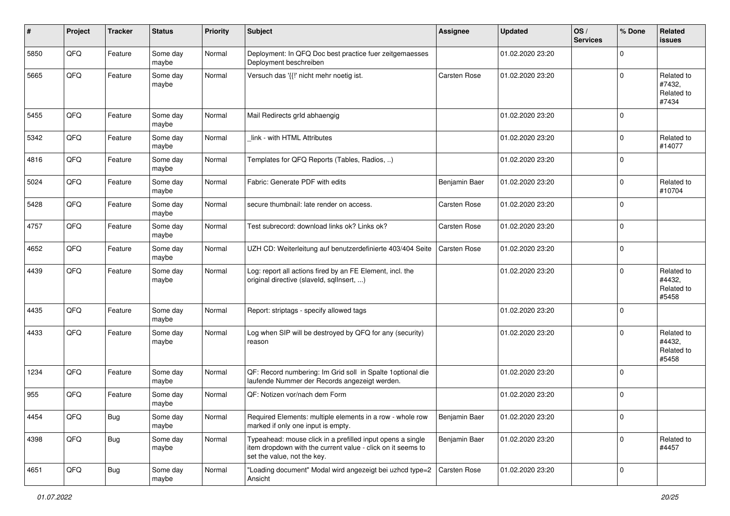| # | Project | Tracker | Status | Priority | Subject | Assignee | Updated | OS / Services | % Done | Related issues |
|---|---|---|---|---|---|---|---|---|---|---|
| 5850 | QFQ | Feature | Some day maybe | Normal | Deployment: In QFQ Doc best practice fuer zeitgemaesses Deployment beschreiben | | 01.02.2020 23:20 | | 0 | |
| 5665 | QFQ | Feature | Some day maybe | Normal | Versuch das '{{!' nicht mehr noetig ist. | Carsten Rose | 01.02.2020 23:20 | | 0 | Related to #7432, Related to #7434 |
| 5455 | QFQ | Feature | Some day maybe | Normal | Mail Redirects grld abhaengig | | 01.02.2020 23:20 | | 0 | |
| 5342 | QFQ | Feature | Some day maybe | Normal | _link - with HTML Attributes | | 01.02.2020 23:20 | | 0 | Related to #14077 |
| 4816 | QFQ | Feature | Some day maybe | Normal | Templates for QFQ Reports (Tables, Radios, ..) | | 01.02.2020 23:20 | | 0 | |
| 5024 | QFQ | Feature | Some day maybe | Normal | Fabric: Generate PDF with edits | Benjamin Baer | 01.02.2020 23:20 | | 0 | Related to #10704 |
| 5428 | QFQ | Feature | Some day maybe | Normal | secure thumbnail: late render on access. | Carsten Rose | 01.02.2020 23:20 | | 0 | |
| 4757 | QFQ | Feature | Some day maybe | Normal | Test subrecord: download links ok? Links ok? | Carsten Rose | 01.02.2020 23:20 | | 0 | |
| 4652 | QFQ | Feature | Some day maybe | Normal | UZH CD: Weiterleitung auf benutzerdefinierte 403/404 Seite | Carsten Rose | 01.02.2020 23:20 | | 0 | |
| 4439 | QFQ | Feature | Some day maybe | Normal | Log: report all actions fired by an FE Element, incl. the original directive (slaveId, sqlInsert, ...) | | 01.02.2020 23:20 | | 0 | Related to #4432, Related to #5458 |
| 4435 | QFQ | Feature | Some day maybe | Normal | Report: striptags - specify allowed tags | | 01.02.2020 23:20 | | 0 | |
| 4433 | QFQ | Feature | Some day maybe | Normal | Log when SIP will be destroyed by QFQ for any (security) reason | | 01.02.2020 23:20 | | 0 | Related to #4432, Related to #5458 |
| 1234 | QFQ | Feature | Some day maybe | Normal | QF: Record numbering: Im Grid soll in Spalte 1optional die laufende Nummer der Records angezeigt werden. | | 01.02.2020 23:20 | | 0 | |
| 955 | QFQ | Feature | Some day maybe | Normal | QF: Notizen vor/nach dem Form | | 01.02.2020 23:20 | | 0 | |
| 4454 | QFQ | Bug | Some day maybe | Normal | Required Elements: multiple elements in a row - whole row marked if only one input is empty. | Benjamin Baer | 01.02.2020 23:20 | | 0 | |
| 4398 | QFQ | Bug | Some day maybe | Normal | Typeahead: mouse click in a prefilled input opens a single item dropdown with the current value - click on it seems to set the value, not the key. | Benjamin Baer | 01.02.2020 23:20 | | 0 | Related to #4457 |
| 4651 | QFQ | Bug | Some day maybe | Normal | "Loading document" Modal wird angezeigt bei uzhcd type=2 Ansicht | Carsten Rose | 01.02.2020 23:20 | | 0 | |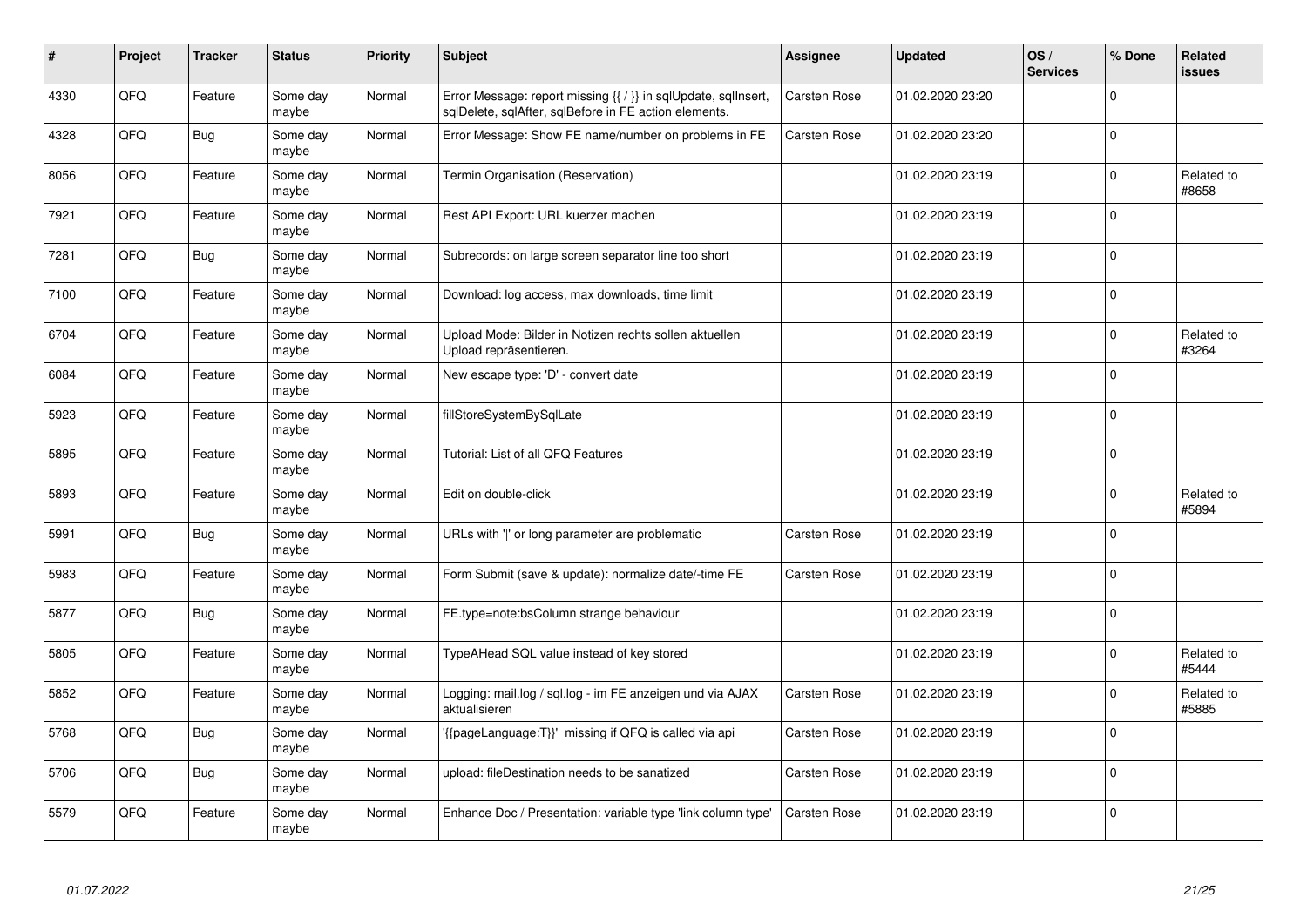| # | Project | Tracker | Status | Priority | Subject | Assignee | Updated | OS / Services | % Done | Related issues |
|---|---|---|---|---|---|---|---|---|---|---|
| 4330 | QFQ | Feature | Some day maybe | Normal | Error Message: report missing {{ / }} in sqlUpdate, sqlInsert, sqlDelete, sqlAfter, sqlBefore in FE action elements. | Carsten Rose | 01.02.2020 23:20 | | 0 | |
| 4328 | QFQ | Bug | Some day maybe | Normal | Error Message: Show FE name/number on problems in FE | Carsten Rose | 01.02.2020 23:20 | | 0 | |
| 8056 | QFQ | Feature | Some day maybe | Normal | Termin Organisation (Reservation) | | 01.02.2020 23:19 | | 0 | Related to #8658 |
| 7921 | QFQ | Feature | Some day maybe | Normal | Rest API Export: URL kuerzer machen | | 01.02.2020 23:19 | | 0 | |
| 7281 | QFQ | Bug | Some day maybe | Normal | Subrecords: on large screen separator line too short | | 01.02.2020 23:19 | | 0 | |
| 7100 | QFQ | Feature | Some day maybe | Normal | Download: log access, max downloads, time limit | | 01.02.2020 23:19 | | 0 | |
| 6704 | QFQ | Feature | Some day maybe | Normal | Upload Mode: Bilder in Notizen rechts sollen aktuellen Upload repräsentieren. | | 01.02.2020 23:19 | | 0 | Related to #3264 |
| 6084 | QFQ | Feature | Some day maybe | Normal | New escape type: 'D' - convert date | | 01.02.2020 23:19 | | 0 | |
| 5923 | QFQ | Feature | Some day maybe | Normal | fillStoreSystemBySqlLate | | 01.02.2020 23:19 | | 0 | |
| 5895 | QFQ | Feature | Some day maybe | Normal | Tutorial: List of all QFQ Features | | 01.02.2020 23:19 | | 0 | |
| 5893 | QFQ | Feature | Some day maybe | Normal | Edit on double-click | | 01.02.2020 23:19 | | 0 | Related to #5894 |
| 5991 | QFQ | Bug | Some day maybe | Normal | URLs with '\|' or long parameter are problematic | Carsten Rose | 01.02.2020 23:19 | | 0 | |
| 5983 | QFQ | Feature | Some day maybe | Normal | Form Submit (save & update): normalize date/-time FE | Carsten Rose | 01.02.2020 23:19 | | 0 | |
| 5877 | QFQ | Bug | Some day maybe | Normal | FE.type=note:bsColumn strange behaviour | | 01.02.2020 23:19 | | 0 | |
| 5805 | QFQ | Feature | Some day maybe | Normal | TypeAHead SQL value instead of key stored | | 01.02.2020 23:19 | | 0 | Related to #5444 |
| 5852 | QFQ | Feature | Some day maybe | Normal | Logging: mail.log / sql.log - im FE anzeigen und via AJAX aktualisieren | Carsten Rose | 01.02.2020 23:19 | | 0 | Related to #5885 |
| 5768 | QFQ | Bug | Some day maybe | Normal | '{{pageLanguage:T}}' missing if QFQ is called via api | Carsten Rose | 01.02.2020 23:19 | | 0 | |
| 5706 | QFQ | Bug | Some day maybe | Normal | upload: fileDestination needs to be sanatized | Carsten Rose | 01.02.2020 23:19 | | 0 | |
| 5579 | QFQ | Feature | Some day maybe | Normal | Enhance Doc / Presentation: variable type 'link column type' | Carsten Rose | 01.02.2020 23:19 | | 0 | |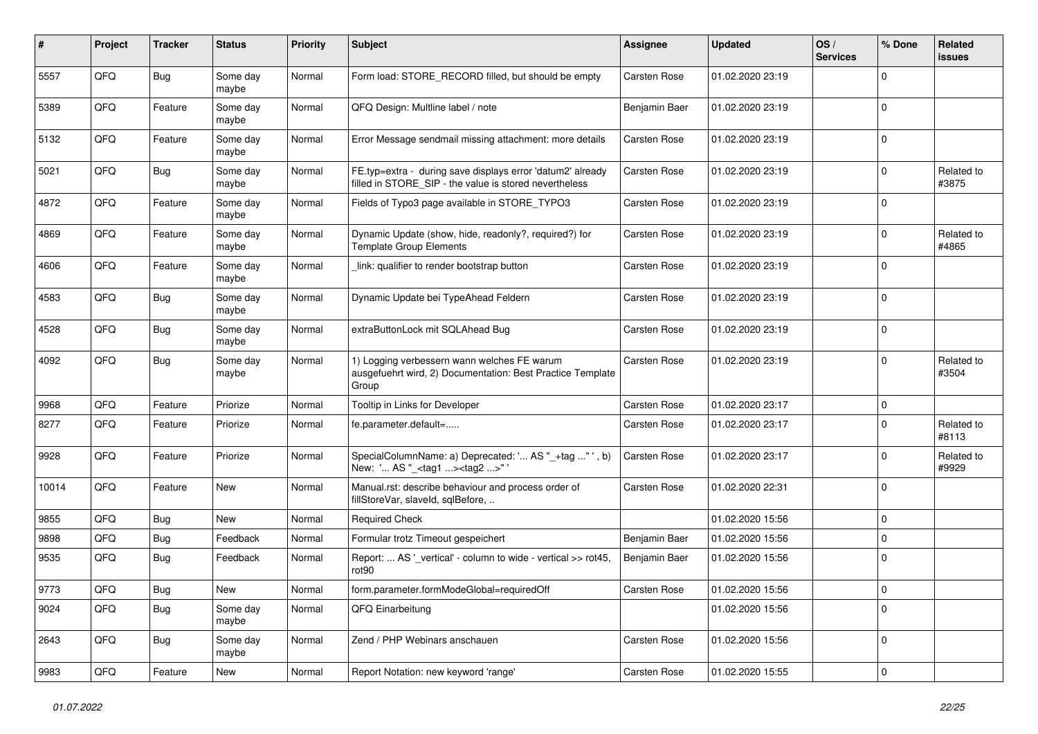| # | Project | Tracker | Status | Priority | Subject | Assignee | Updated | OS / Services | % Done | Related issues |
|---|---|---|---|---|---|---|---|---|---|---|
| 5557 | QFQ | Bug | Some day maybe | Normal | Form load: STORE_RECORD filled, but should be empty | Carsten Rose | 01.02.2020 23:19 | | 0 | |
| 5389 | QFQ | Feature | Some day maybe | Normal | QFQ Design: Multline label / note | Benjamin Baer | 01.02.2020 23:19 | | 0 | |
| 5132 | QFQ | Feature | Some day maybe | Normal | Error Message sendmail missing attachment: more details | Carsten Rose | 01.02.2020 23:19 | | 0 | |
| 5021 | QFQ | Bug | Some day maybe | Normal | FE.typ=extra - during save displays error 'datum2' already filled in STORE_SIP - the value is stored nevertheless | Carsten Rose | 01.02.2020 23:19 | | 0 | Related to #3875 |
| 4872 | QFQ | Feature | Some day maybe | Normal | Fields of Typo3 page available in STORE_TYPO3 | Carsten Rose | 01.02.2020 23:19 | | 0 | |
| 4869 | QFQ | Feature | Some day maybe | Normal | Dynamic Update (show, hide, readonly?, required?) for Template Group Elements | Carsten Rose | 01.02.2020 23:19 | | 0 | Related to #4865 |
| 4606 | QFQ | Feature | Some day maybe | Normal | _link: qualifier to render bootstrap button | Carsten Rose | 01.02.2020 23:19 | | 0 | |
| 4583 | QFQ | Bug | Some day maybe | Normal | Dynamic Update bei TypeAhead Feldern | Carsten Rose | 01.02.2020 23:19 | | 0 | |
| 4528 | QFQ | Bug | Some day maybe | Normal | extraButtonLock mit SQLAhead Bug | Carsten Rose | 01.02.2020 23:19 | | 0 | |
| 4092 | QFQ | Bug | Some day maybe | Normal | 1) Logging verbessern wann welches FE warum ausgefuehrt wird, 2) Documentation: Best Practice Template Group | Carsten Rose | 01.02.2020 23:19 | | 0 | Related to #3504 |
| 9968 | QFQ | Feature | Priorize | Normal | Tooltip in Links for Developer | Carsten Rose | 01.02.2020 23:17 | | 0 | |
| 8277 | QFQ | Feature | Priorize | Normal | fe.parameter.default=..... | Carsten Rose | 01.02.2020 23:17 | | 0 | Related to #8113 |
| 9928 | QFQ | Feature | Priorize | Normal | SpecialColumnName: a) Deprecated: '... AS "_+tag ..." ', b) New: '... AS "_<tag1 ...><tag2 ...>" ' | Carsten Rose | 01.02.2020 23:17 | | 0 | Related to #9929 |
| 10014 | QFQ | Feature | New | Normal | Manual.rst: describe behaviour and process order of fillStoreVar, slaveId, sqlBefore, .. | Carsten Rose | 01.02.2020 22:31 | | 0 | |
| 9855 | QFQ | Bug | New | Normal | Required Check | | 01.02.2020 15:56 | | 0 | |
| 9898 | QFQ | Bug | Feedback | Normal | Formular trotz Timeout gespeichert | Benjamin Baer | 01.02.2020 15:56 | | 0 | |
| 9535 | QFQ | Bug | Feedback | Normal | Report: ... AS '_vertical' - column to wide - vertical >> rot45, rot90 | Benjamin Baer | 01.02.2020 15:56 | | 0 | |
| 9773 | QFQ | Bug | New | Normal | form.parameter.formModeGlobal=requiredOff | Carsten Rose | 01.02.2020 15:56 | | 0 | |
| 9024 | QFQ | Bug | Some day maybe | Normal | QFQ Einarbeitung | | 01.02.2020 15:56 | | 0 | |
| 2643 | QFQ | Bug | Some day maybe | Normal | Zend / PHP Webinars anschauen | Carsten Rose | 01.02.2020 15:56 | | 0 | |
| 9983 | QFQ | Feature | New | Normal | Report Notation: new keyword 'range' | Carsten Rose | 01.02.2020 15:55 | | 0 | |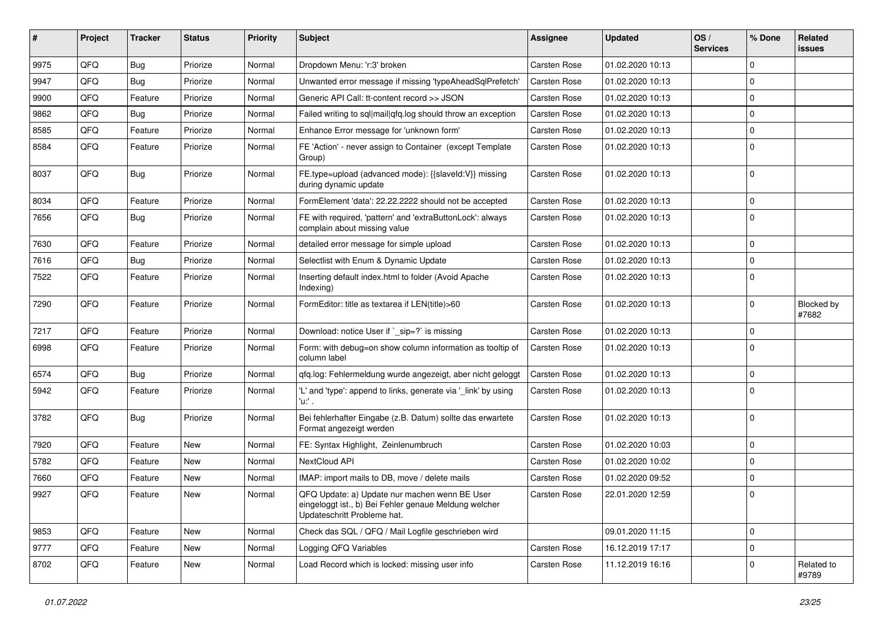| # | Project | Tracker | Status | Priority | Subject | Assignee | Updated | OS / Services | % Done | Related issues |
|---|---|---|---|---|---|---|---|---|---|---|
| 9975 | QFQ | Bug | Priorize | Normal | Dropdown Menu: 'r:3' broken | Carsten Rose | 01.02.2020 10:13 | | 0 | |
| 9947 | QFQ | Bug | Priorize | Normal | Unwanted error message if missing 'typeAheadSqlPrefetch' | Carsten Rose | 01.02.2020 10:13 | | 0 | |
| 9900 | QFQ | Feature | Priorize | Normal | Generic API Call: tt-content record >> JSON | Carsten Rose | 01.02.2020 10:13 | | 0 | |
| 9862 | QFQ | Bug | Priorize | Normal | Failed writing to sql|mail|qfq.log should throw an exception | Carsten Rose | 01.02.2020 10:13 | | 0 | |
| 8585 | QFQ | Feature | Priorize | Normal | Enhance Error message for 'unknown form' | Carsten Rose | 01.02.2020 10:13 | | 0 | |
| 8584 | QFQ | Feature | Priorize | Normal | FE 'Action' - never assign to Container (except Template Group) | Carsten Rose | 01.02.2020 10:13 | | 0 | |
| 8037 | QFQ | Bug | Priorize | Normal | FE.type=upload (advanced mode): {{slaveId:V}} missing during dynamic update | Carsten Rose | 01.02.2020 10:13 | | 0 | |
| 8034 | QFQ | Feature | Priorize | Normal | FormElement 'data': 22.22.2222 should not be accepted | Carsten Rose | 01.02.2020 10:13 | | 0 | |
| 7656 | QFQ | Bug | Priorize | Normal | FE with required, 'pattern' and 'extraButtonLock': always complain about missing value | Carsten Rose | 01.02.2020 10:13 | | 0 | |
| 7630 | QFQ | Feature | Priorize | Normal | detailed error message for simple upload | Carsten Rose | 01.02.2020 10:13 | | 0 | |
| 7616 | QFQ | Bug | Priorize | Normal | Selectlist with Enum & Dynamic Update | Carsten Rose | 01.02.2020 10:13 | | 0 | |
| 7522 | QFQ | Feature | Priorize | Normal | Inserting default index.html to folder (Avoid Apache Indexing) | Carsten Rose | 01.02.2020 10:13 | | 0 | |
| 7290 | QFQ | Feature | Priorize | Normal | FormEditor: title as textarea if LEN(title)>60 | Carsten Rose | 01.02.2020 10:13 | | 0 | Blocked by #7682 |
| 7217 | QFQ | Feature | Priorize | Normal | Download: notice User if `_sip=?` is missing | Carsten Rose | 01.02.2020 10:13 | | 0 | |
| 6998 | QFQ | Feature | Priorize | Normal | Form: with debug=on show column information as tooltip of column label | Carsten Rose | 01.02.2020 10:13 | | 0 | |
| 6574 | QFQ | Bug | Priorize | Normal | qfq.log: Fehlermeldung wurde angezeigt, aber nicht geloggt | Carsten Rose | 01.02.2020 10:13 | | 0 | |
| 5942 | QFQ | Feature | Priorize | Normal | 'L' and 'type': append to links, generate via '_link' by using 'u:' . | Carsten Rose | 01.02.2020 10:13 | | 0 | |
| 3782 | QFQ | Bug | Priorize | Normal | Bei fehlerhafter Eingabe (z.B. Datum) sollte das erwartete Format angezeigt werden | Carsten Rose | 01.02.2020 10:13 | | 0 | |
| 7920 | QFQ | Feature | New | Normal | FE: Syntax Highlight, Zeilenumbruch | Carsten Rose | 01.02.2020 10:03 | | 0 | |
| 5782 | QFQ | Feature | New | Normal | NextCloud API | Carsten Rose | 01.02.2020 10:02 | | 0 | |
| 7660 | QFQ | Feature | New | Normal | IMAP: import mails to DB, move / delete mails | Carsten Rose | 01.02.2020 09:52 | | 0 | |
| 9927 | QFQ | Feature | New | Normal | QFQ Update: a) Update nur machen wenn BE User eingeloggt ist., b) Bei Fehler genaue Meldung welcher Updateschritt Probleme hat. | Carsten Rose | 22.01.2020 12:59 | | 0 | |
| 9853 | QFQ | Feature | New | Normal | Check das SQL / QFQ / Mail Logfile geschrieben wird | | 09.01.2020 11:15 | | 0 | |
| 9777 | QFQ | Feature | New | Normal | Logging QFQ Variables | Carsten Rose | 16.12.2019 17:17 | | 0 | |
| 8702 | QFQ | Feature | New | Normal | Load Record which is locked: missing user info | Carsten Rose | 11.12.2019 16:16 | | 0 | Related to #9789 |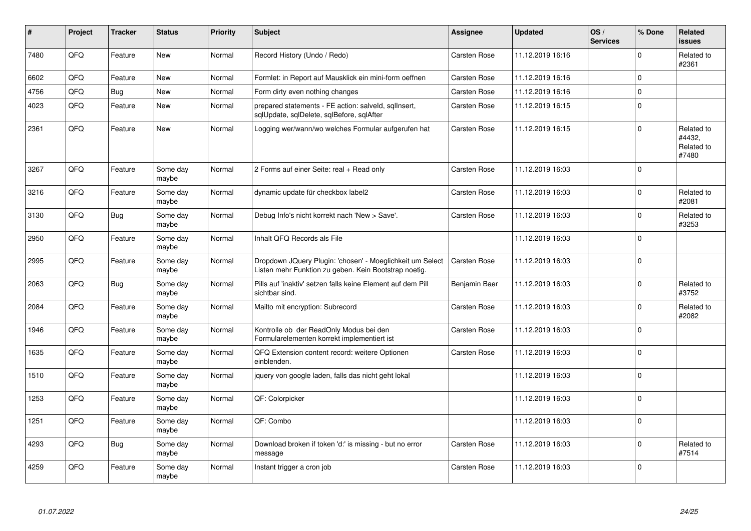| # | Project | Tracker | Status | Priority | Subject | Assignee | Updated | OS / Services | % Done | Related issues |
|---|---|---|---|---|---|---|---|---|---|---|
| 7480 | QFQ | Feature | New | Normal | Record History (Undo / Redo) | Carsten Rose | 11.12.2019 16:16 | | 0 | Related to #2361 |
| 6602 | QFQ | Feature | New | Normal | Formlet: in Report auf Mausklick ein mini-form oeffnen | Carsten Rose | 11.12.2019 16:16 | | 0 | |
| 4756 | QFQ | Bug | New | Normal | Form dirty even nothing changes | Carsten Rose | 11.12.2019 16:16 | | 0 | |
| 4023 | QFQ | Feature | New | Normal | prepared statements - FE action: salveId, sqlInsert, sqlUpdate, sqlDelete, sqlBefore, sqlAfter | Carsten Rose | 11.12.2019 16:15 | | 0 | |
| 2361 | QFQ | Feature | New | Normal | Logging wer/wann/wo welches Formular aufgerufen hat | Carsten Rose | 11.12.2019 16:15 | | 0 | Related to #4432, Related to #7480 |
| 3267 | QFQ | Feature | Some day maybe | Normal | 2 Forms auf einer Seite: real + Read only | Carsten Rose | 11.12.2019 16:03 | | 0 | |
| 3216 | QFQ | Feature | Some day maybe | Normal | dynamic update für checkbox label2 | Carsten Rose | 11.12.2019 16:03 | | 0 | Related to #2081 |
| 3130 | QFQ | Bug | Some day maybe | Normal | Debug Info's nicht korrekt nach 'New > Save'. | Carsten Rose | 11.12.2019 16:03 | | 0 | Related to #3253 |
| 2950 | QFQ | Feature | Some day maybe | Normal | Inhalt QFQ Records als File | | 11.12.2019 16:03 | | 0 | |
| 2995 | QFQ | Feature | Some day maybe | Normal | Dropdown JQuery Plugin: 'chosen' - Moeglichkeit um Select Listen mehr Funktion zu geben. Kein Bootstrap noetig. | Carsten Rose | 11.12.2019 16:03 | | 0 | |
| 2063 | QFQ | Bug | Some day maybe | Normal | Pills auf 'inaktiv' setzen falls keine Element auf dem Pill sichtbar sind. | Benjamin Baer | 11.12.2019 16:03 | | 0 | Related to #3752 |
| 2084 | QFQ | Feature | Some day maybe | Normal | Mailto mit encryption: Subrecord | Carsten Rose | 11.12.2019 16:03 | | 0 | Related to #2082 |
| 1946 | QFQ | Feature | Some day maybe | Normal | Kontrolle ob der ReadOnly Modus bei den Formularelementen korrekt implementiert ist | Carsten Rose | 11.12.2019 16:03 | | 0 | |
| 1635 | QFQ | Feature | Some day maybe | Normal | QFQ Extension content record: weitere Optionen einblenden. | Carsten Rose | 11.12.2019 16:03 | | 0 | |
| 1510 | QFQ | Feature | Some day maybe | Normal | jquery von google laden, falls das nicht geht lokal | | 11.12.2019 16:03 | | 0 | |
| 1253 | QFQ | Feature | Some day maybe | Normal | QF: Colorpicker | | 11.12.2019 16:03 | | 0 | |
| 1251 | QFQ | Feature | Some day maybe | Normal | QF: Combo | | 11.12.2019 16:03 | | 0 | |
| 4293 | QFQ | Bug | Some day maybe | Normal | Download broken if token 'd:' is missing - but no error message | Carsten Rose | 11.12.2019 16:03 | | 0 | Related to #7514 |
| 4259 | QFQ | Feature | Some day maybe | Normal | Instant trigger a cron job | Carsten Rose | 11.12.2019 16:03 | | 0 | |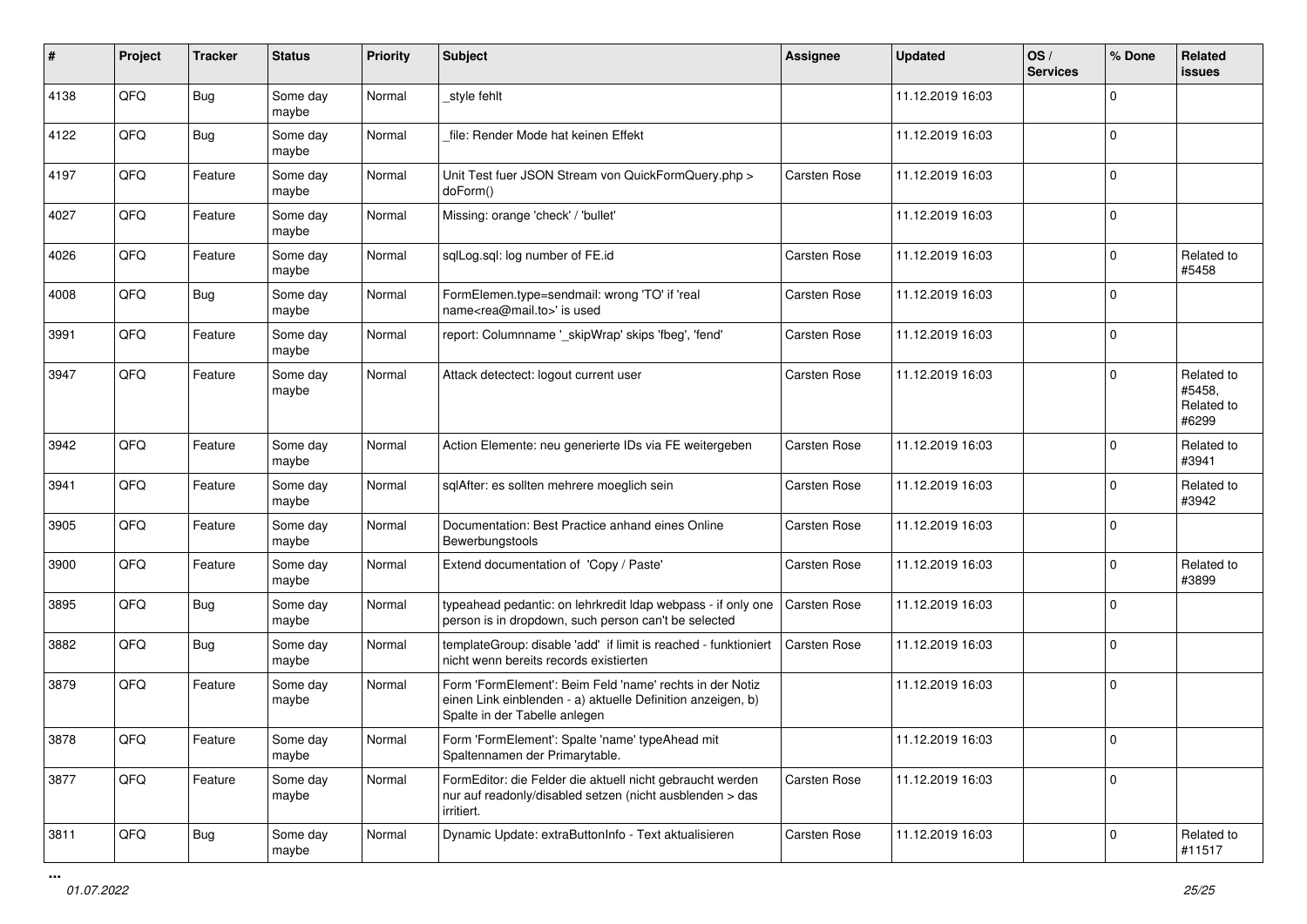| # | Project | Tracker | Status | Priority | Subject | Assignee | Updated | OS / Services | % Done | Related issues |
|---|---|---|---|---|---|---|---|---|---|---|
| 4138 | QFQ | Bug | Some day maybe | Normal | _style fehlt | | 11.12.2019 16:03 | | 0 | |
| 4122 | QFQ | Bug | Some day maybe | Normal | _file: Render Mode hat keinen Effekt | | 11.12.2019 16:03 | | 0 | |
| 4197 | QFQ | Feature | Some day maybe | Normal | Unit Test fuer JSON Stream von QuickFormQuery.php > doForm() | Carsten Rose | 11.12.2019 16:03 | | 0 | |
| 4027 | QFQ | Feature | Some day maybe | Normal | Missing: orange 'check' / 'bullet' | | 11.12.2019 16:03 | | 0 | |
| 4026 | QFQ | Feature | Some day maybe | Normal | sqlLog.sql: log number of FE.id | Carsten Rose | 11.12.2019 16:03 | | 0 | Related to #5458 |
| 4008 | QFQ | Bug | Some day maybe | Normal | FormElemen.type=sendmail: wrong 'TO' if 'real name<rea@mail.to>' is used | Carsten Rose | 11.12.2019 16:03 | | 0 | |
| 3991 | QFQ | Feature | Some day maybe | Normal | report: Columnname '_skipWrap' skips 'fbeg', 'fend' | Carsten Rose | 11.12.2019 16:03 | | 0 | |
| 3947 | QFQ | Feature | Some day maybe | Normal | Attack detectect: logout current user | Carsten Rose | 11.12.2019 16:03 | | 0 | Related to #5458, Related to #6299 |
| 3942 | QFQ | Feature | Some day maybe | Normal | Action Elemente: neu generierte IDs via FE weitergeben | Carsten Rose | 11.12.2019 16:03 | | 0 | Related to #3941 |
| 3941 | QFQ | Feature | Some day maybe | Normal | sqlAfter: es sollten mehrere moeglich sein | Carsten Rose | 11.12.2019 16:03 | | 0 | Related to #3942 |
| 3905 | QFQ | Feature | Some day maybe | Normal | Documentation: Best Practice anhand eines Online Bewerbungstools | Carsten Rose | 11.12.2019 16:03 | | 0 | |
| 3900 | QFQ | Feature | Some day maybe | Normal | Extend documentation of 'Copy / Paste' | Carsten Rose | 11.12.2019 16:03 | | 0 | Related to #3899 |
| 3895 | QFQ | Bug | Some day maybe | Normal | typeahead pedantic: on lehrkredit ldap webpass - if only one person is in dropdown, such person can't be selected | Carsten Rose | 11.12.2019 16:03 | | 0 | |
| 3882 | QFQ | Bug | Some day maybe | Normal | templateGroup: disable 'add' if limit is reached - funktioniert nicht wenn bereits records existierten | Carsten Rose | 11.12.2019 16:03 | | 0 | |
| 3879 | QFQ | Feature | Some day maybe | Normal | Form 'FormElement': Beim Feld 'name' rechts in der Notiz einen Link einblenden - a) aktuelle Definition anzeigen, b) Spalte in der Tabelle anlegen | | 11.12.2019 16:03 | | 0 | |
| 3878 | QFQ | Feature | Some day maybe | Normal | Form 'FormElement': Spalte 'name' typeAhead mit Spaltennamen der Primarytable. | | 11.12.2019 16:03 | | 0 | |
| 3877 | QFQ | Feature | Some day maybe | Normal | FormEditor: die Felder die aktuell nicht gebraucht werden nur auf readonly/disabled setzen (nicht ausblenden > das irritiert. | Carsten Rose | 11.12.2019 16:03 | | 0 | |
| 3811 | QFQ | Bug | Some day maybe | Normal | Dynamic Update: extraButtonInfo - Text aktualisieren | Carsten Rose | 11.12.2019 16:03 | | 0 | Related to #11517 |

...